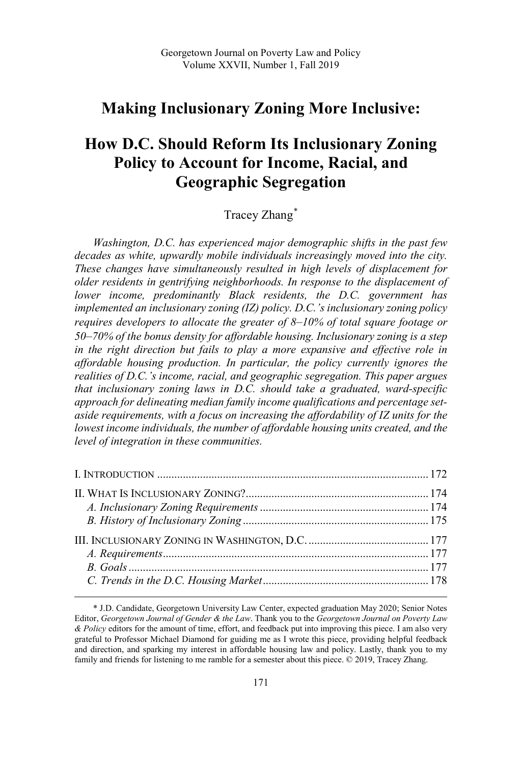# Making Inclusionary Zoning More Inclusive:

# How D.C. Should Reform Its Inclusionary Zoning Policy to Account for Income, Racial, and Geographic Segregation

Tracey Zhang*

*Washington, D.C. has experienced major demographic shifts in the past few decades as white, upwardly mobile individuals increasingly moved into the city. These changes have simultaneously resulted in high levels of displacement for older residents in gentrifying neighborhoods. In response to the displacement of lower income, predominantly Black residents, the D.C. government has implemented an inclusionary zoning (IZ) policy. D.C.'s inclusionary zoning policy requires developers to allocate the greater of 8–10% of total square footage or 50–70% of the bonus density for affordable housing. Inclusionary zoning is a step in the right direction but fails to play a more expansive and effective role in affordable housing production. In particular, the policy currently ignores the realities of D.C.'s income, racial, and geographic segregation. This paper argues that inclusionary zoning laws in D.C. should take a graduated, ward-specific approach for delineating median family income qualifications and percentage set-aside requirements, with a focus on increasing the affordability of IZ units for the lowest income individuals, the number of affordable housing units created, and the level of integration in these communities.*

I. INTRODUCTION ..... 172

II. WHAT IS INCLUSIONARY ZONING? ..... 174
- *A. Inclusionary Zoning Requirements* ..... 174
- *B. History of Inclusionary Zoning* ..... 175

III. INCLUSIONARY ZONING IN WASHINGTON, D.C. ..... 177
- *A. Requirements* ..... 177
- *B. Goals* ..... 177
- *C. Trends in the D.C. Housing Market* ..... 178

---

\* J.D. Candidate, Georgetown University Law Center, expected graduation May 2020; Senior Notes Editor, *Georgetown Journal of Gender & the Law*. Thank you to the *Georgetown Journal on Poverty Law & Policy* editors for the amount of time, effort, and feedback put into improving this piece. I am also very grateful to Professor Michael Diamond for guiding me as I wrote this piece, providing helpful feedback and direction, and sparking my interest in affordable housing law and policy. Lastly, thank you to my family and friends for listening to me ramble for a semester about this piece. © 2019, Tracey Zhang.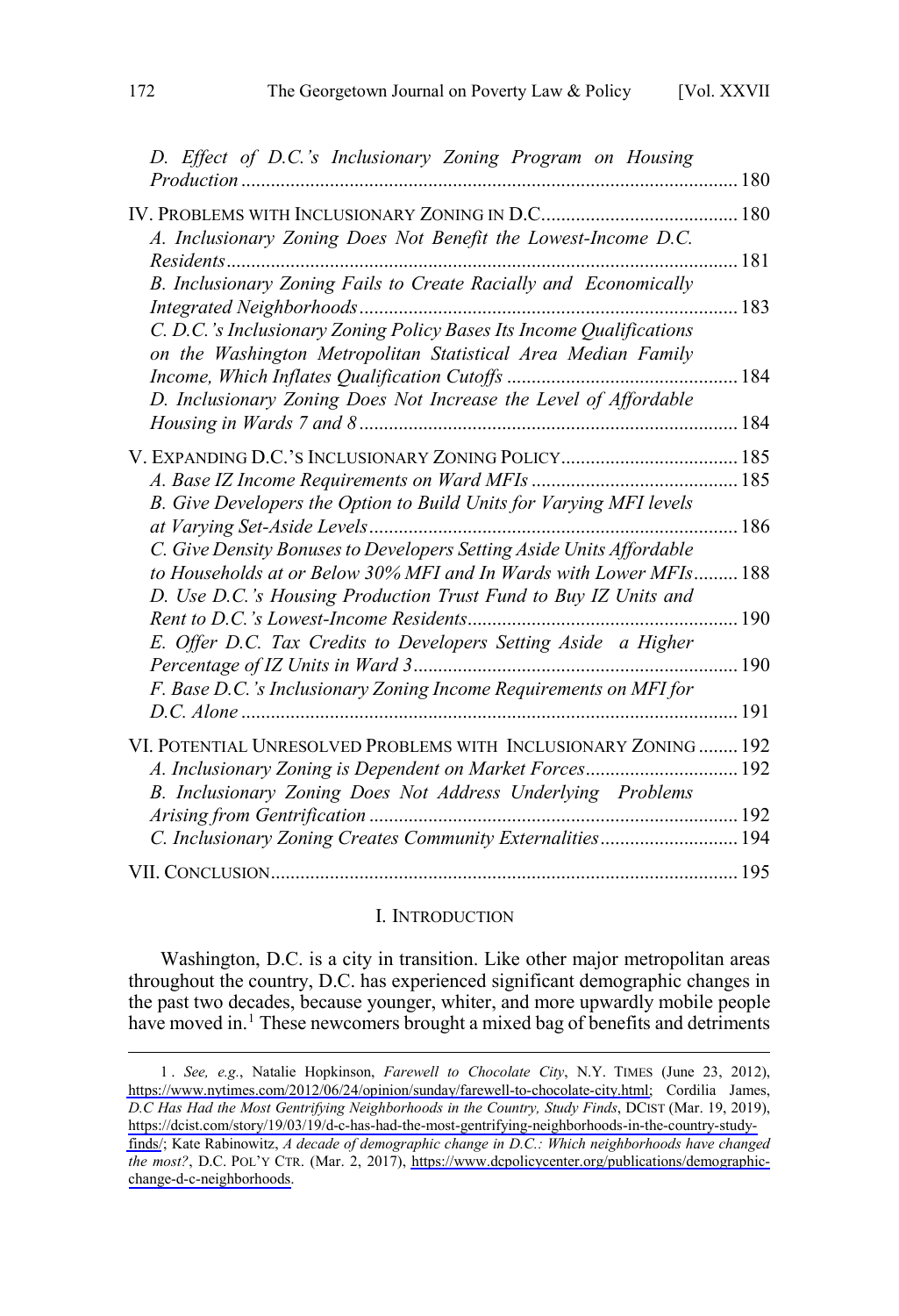*D. Effect of D.C.'s Inclusionary Zoning Program on Housing Production* ..... 180

IV. PROBLEMS WITH INCLUSIONARY ZONING IN D.C. ..... 180

*A. Inclusionary Zoning Does Not Benefit the Lowest-Income D.C. Residents* ..... 181

*B. Inclusionary Zoning Fails to Create Racially and Economically Integrated Neighborhoods* ..... 183

*C. D.C.'s Inclusionary Zoning Policy Bases Its Income Qualifications on the Washington Metropolitan Statistical Area Median Family Income, Which Inflates Qualification Cutoffs* ..... 184

*D. Inclusionary Zoning Does Not Increase the Level of Affordable Housing in Wards 7 and 8* ..... 184

V. EXPANDING D.C.'S INCLUSIONARY ZONING POLICY ..... 185

*A. Base IZ Income Requirements on Ward MFIs* ..... 185

*B. Give Developers the Option to Build Units for Varying MFI levels at Varying Set-Aside Levels* ..... 186

*C. Give Density Bonuses to Developers Setting Aside Units Affordable to Households at or Below 30% MFI and In Wards with Lower MFIs* ..... 188

*D. Use D.C.'s Housing Production Trust Fund to Buy IZ Units and Rent to D.C.'s Lowest-Income Residents* ..... 190

*E. Offer D.C. Tax Credits to Developers Setting Aside a Higher Percentage of IZ Units in Ward 3* ..... 190

*F. Base D.C.'s Inclusionary Zoning Income Requirements on MFI for D.C. Alone* ..... 191

VI. POTENTIAL UNRESOLVED PROBLEMS WITH INCLUSIONARY ZONING ..... 192

*A. Inclusionary Zoning is Dependent on Market Forces* ..... 192

*B. Inclusionary Zoning Does Not Address Underlying Problems Arising from Gentrification* ..... 192

*C. Inclusionary Zoning Creates Community Externalities* ..... 194

VII. CONCLUSION ..... 195

## I. INTRODUCTION

Washington, D.C. is a city in transition. Like other major metropolitan areas throughout the country, D.C. has experienced significant demographic changes in the past two decades, because younger, whiter, and more upwardly mobile people have moved in.[1] These newcomers brought a mixed bag of benefits and detriments

1. *See, e.g.*, Natalie Hopkinson, *Farewell to Chocolate City*, N.Y. TIMES (June 23, 2012), https://www.nytimes.com/2012/06/24/opinion/sunday/farewell-to-chocolate-city.html; Cordilia James, *D.C Has Had the Most Gentrifying Neighborhoods in the Country, Study Finds*, DCIST (Mar. 19, 2019), https://dcist.com/story/19/03/19/d-c-has-had-the-most-gentrifying-neighborhoods-in-the-country-study-finds/; Kate Rabinowitz, *A decade of demographic change in D.C.: Which neighborhoods have changed the most?*, D.C. POL'Y CTR. (Mar. 2, 2017), https://www.dcpolicycenter.org/publications/demographic-change-d-c-neighborhoods.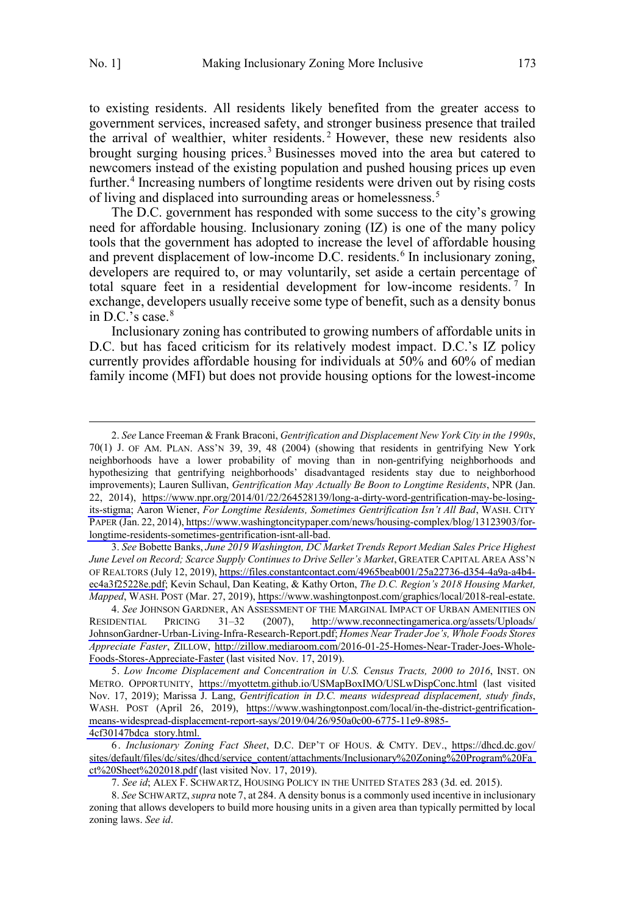to existing residents. All residents likely benefited from the greater access to government services, increased safety, and stronger business presence that trailed the arrival of wealthier, whiter residents.[2] However, these new residents also brought surging housing prices.[3] Businesses moved into the area but catered to newcomers instead of the existing population and pushed housing prices up even further.[4] Increasing numbers of longtime residents were driven out by rising costs of living and displaced into surrounding areas or homelessness.[5]

The D.C. government has responded with some success to the city's growing need for affordable housing. Inclusionary zoning (IZ) is one of the many policy tools that the government has adopted to increase the level of affordable housing and prevent displacement of low-income D.C. residents.[6] In inclusionary zoning, developers are required to, or may voluntarily, set aside a certain percentage of total square feet in a residential development for low-income residents.[7] In exchange, developers usually receive some type of benefit, such as a density bonus in D.C.'s case.[8]

Inclusionary zoning has contributed to growing numbers of affordable units in D.C. but has faced criticism for its relatively modest impact. D.C.'s IZ policy currently provides affordable housing for individuals at 50% and 60% of median family income (MFI) but does not provide housing options for the lowest-income

---

2. *See* Lance Freeman & Frank Braconi, *Gentrification and Displacement New York City in the 1990s*, 70(1) J. OF AM. PLAN. ASS'N 39, 39, 48 (2004) (showing that residents in gentrifying New York neighborhoods have a lower probability of moving than in non-gentrifying neighborhoods and hypothesizing that gentrifying neighborhoods' disadvantaged residents stay due to neighborhood improvements); Lauren Sullivan, *Gentrification May Actually Be Boon to Longtime Residents*, NPR (Jan. 22, 2014), https://www.npr.org/2014/01/22/264528139/long-a-dirty-word-gentrification-may-be-losing-its-stigma; Aaron Wiener, *For Longtime Residents, Sometimes Gentrification Isn't All Bad*, WASH. CITY PAPER (Jan. 22, 2014), https://www.washingtoncitypaper.com/news/housing-complex/blog/13123903/for-longtime-residents-sometimes-gentrification-isnt-all-bad.

3. *See* Bobette Banks, *June 2019 Washington, DC Market Trends Report Median Sales Price Highest June Level on Record; Scarce Supply Continues to Drive Seller's Market*, GREATER CAPITAL AREA ASS'N OF REALTORS (July 12, 2019), https://files.constantcontact.com/4965beab001/25a22736-d354-4a9a-a4b4-ec4a3f25228e.pdf; Kevin Schaul, Dan Keating, & Kathy Orton, *The D.C. Region's 2018 Housing Market, Mapped*, WASH. POST (Mar. 27, 2019), https://www.washingtonpost.com/graphics/local/2018-real-estate.

4. *See* JOHNSON GARDNER, AN ASSESSMENT OF THE MARGINAL IMPACT OF URBAN AMENITIES ON RESIDENTIAL PRICING 31–32 (2007), http://www.reconnectingamerica.org/assets/Uploads/JohnsonGardner-Urban-Living-Infra-Research-Report.pdf; *Homes Near Trader Joe's, Whole Foods Stores Appreciate Faster*, ZILLOW, http://zillow.mediaroom.com/2016-01-25-Homes-Near-Trader-Joes-Whole-Foods-Stores-Appreciate-Faster (last visited Nov. 17, 2019).

5. *Low Income Displacement and Concentration in U.S. Census Tracts, 2000 to 2016*, INST. ON METRO. OPPORTUNITY, https://myottetm.github.io/USMapBoxIMO/USLwDispConc.html (last visited Nov. 17, 2019); Marissa J. Lang, *Gentrification in D.C. means widespread displacement, study finds*, WASH. POST (April 26, 2019), https://www.washingtonpost.com/local/in-the-district-gentrification-means-widespread-displacement-report-says/2019/04/26/950a0c00-6775-11e9-8985-4cf30147bdca_story.html.

6. *Inclusionary Zoning Fact Sheet*, D.C. DEP'T OF HOUS. & CMTY. DEV., https://dhcd.dc.gov/sites/default/files/dc/sites/dhcd/service_content/attachments/Inclusionary%20Zoning%20Program%20Fact%20Sheet%202018.pdf (last visited Nov. 17, 2019).

7. *See id*; ALEX F. SCHWARTZ, HOUSING POLICY IN THE UNITED STATES 283 (3d. ed. 2015).

8. *See* SCHWARTZ, *supra* note 7, at 284. A density bonus is a commonly used incentive in inclusionary zoning that allows developers to build more housing units in a given area than typically permitted by local zoning laws. *See id*.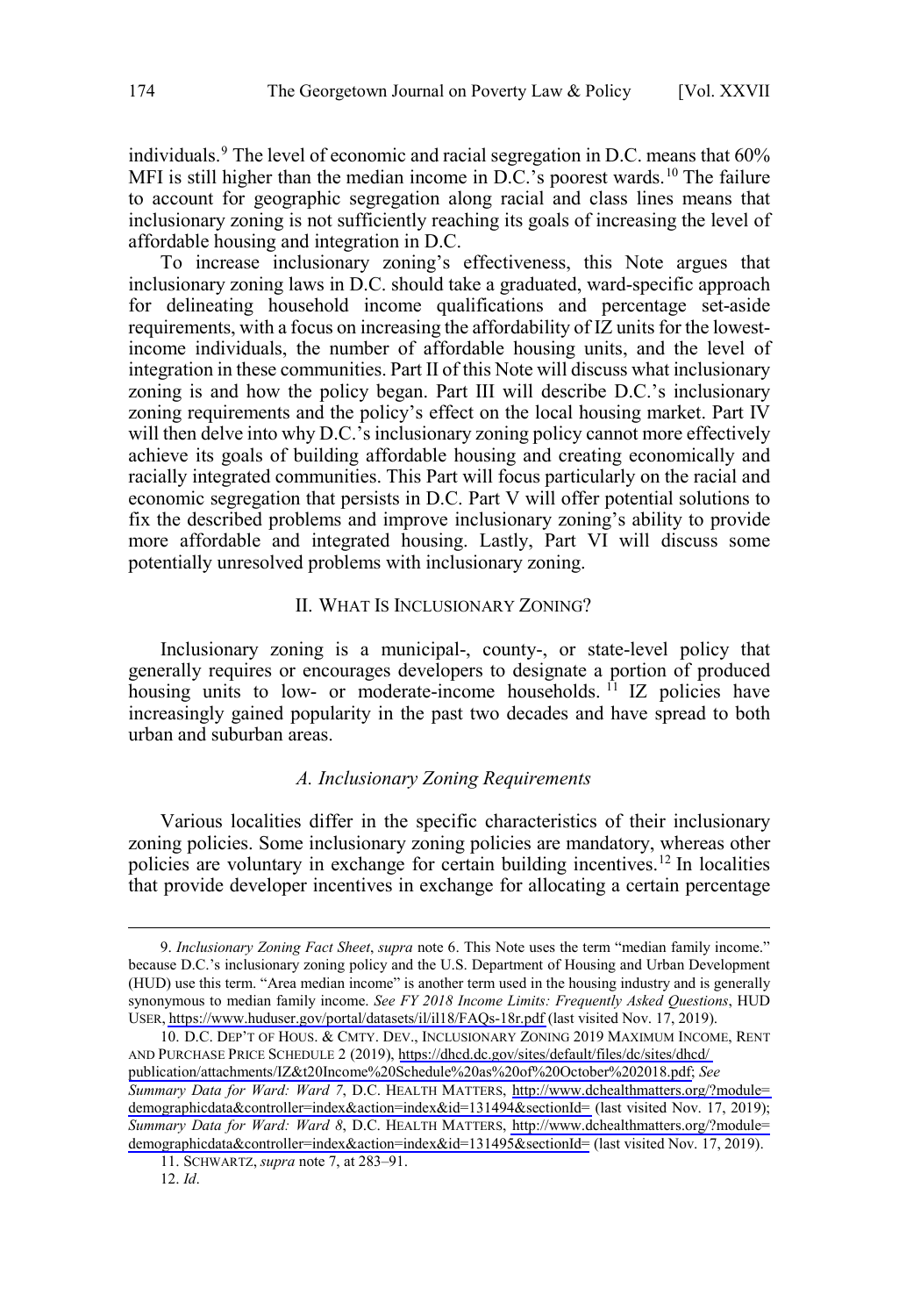individuals.[9] The level of economic and racial segregation in D.C. means that 60% MFI is still higher than the median income in D.C.'s poorest wards.[10] The failure to account for geographic segregation along racial and class lines means that inclusionary zoning is not sufficiently reaching its goals of increasing the level of affordable housing and integration in D.C.

To increase inclusionary zoning's effectiveness, this Note argues that inclusionary zoning laws in D.C. should take a graduated, ward-specific approach for delineating household income qualifications and percentage set-aside requirements, with a focus on increasing the affordability of IZ units for the lowest-income individuals, the number of affordable housing units, and the level of integration in these communities. Part II of this Note will discuss what inclusionary zoning is and how the policy began. Part III will describe D.C.'s inclusionary zoning requirements and the policy's effect on the local housing market. Part IV will then delve into why D.C.'s inclusionary zoning policy cannot more effectively achieve its goals of building affordable housing and creating economically and racially integrated communities. This Part will focus particularly on the racial and economic segregation that persists in D.C. Part V will offer potential solutions to fix the described problems and improve inclusionary zoning's ability to provide more affordable and integrated housing. Lastly, Part VI will discuss some potentially unresolved problems with inclusionary zoning.

## II. What Is Inclusionary Zoning?

Inclusionary zoning is a municipal-, county-, or state-level policy that generally requires or encourages developers to designate a portion of produced housing units to low- or moderate-income households.[11] IZ policies have increasingly gained popularity in the past two decades and have spread to both urban and suburban areas.

### *A. Inclusionary Zoning Requirements*

Various localities differ in the specific characteristics of their inclusionary zoning policies. Some inclusionary zoning policies are mandatory, whereas other policies are voluntary in exchange for certain building incentives.[12] In localities that provide developer incentives in exchange for allocating a certain percentage

---

9. *Inclusionary Zoning Fact Sheet*, *supra* note 6. This Note uses the term "median family income." because D.C.'s inclusionary zoning policy and the U.S. Department of Housing and Urban Development (HUD) use this term. "Area median income" is another term used in the housing industry and is generally synonymous to median family income. *See FY 2018 Income Limits: Frequently Asked Questions*, HUD USER, https://www.huduser.gov/portal/datasets/il/il18/FAQs-18r.pdf (last visited Nov. 17, 2019).

10. D.C. DEP'T OF HOUS. & CMTY. DEV., INCLUSIONARY ZONING 2019 MAXIMUM INCOME, RENT AND PURCHASE PRICE SCHEDULE 2 (2019), https://dhcd.dc.gov/sites/default/files/dc/sites/dhcd/publication/attachments/IZ&t20Income%20Schedule%20as%20of%20October%202018.pdf; *See Summary Data for Ward: Ward 7*, D.C. HEALTH MATTERS, http://www.dchealthmatters.org/?module=demographicdata&controller=index&action=index&id=131494&sectionId= (last visited Nov. 17, 2019); *Summary Data for Ward: Ward 8*, D.C. HEALTH MATTERS, http://www.dchealthmatters.org/?module=demographicdata&controller=index&action=index&id=131495&sectionId= (last visited Nov. 17, 2019).

11. SCHWARTZ, *supra* note 7, at 283–91.

12. *Id*.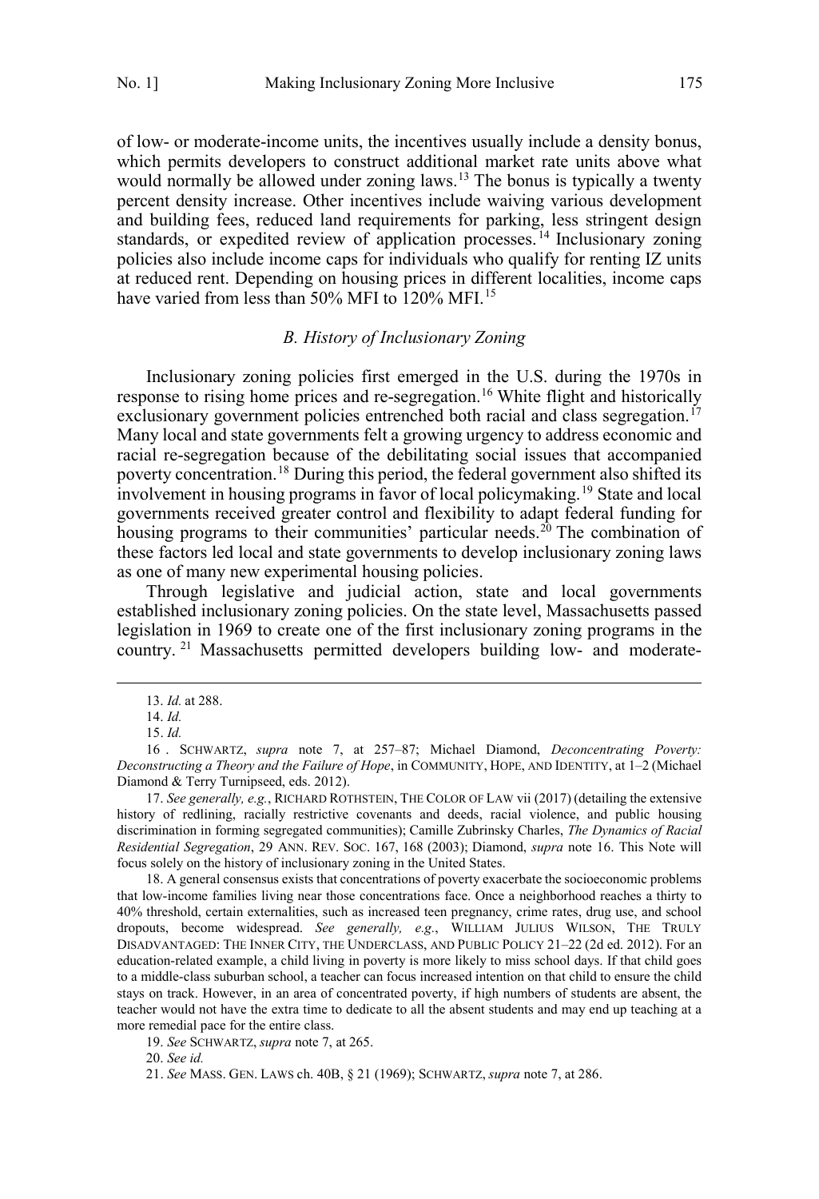of low- or moderate-income units, the incentives usually include a density bonus, which permits developers to construct additional market rate units above what would normally be allowed under zoning laws.[13] The bonus is typically a twenty percent density increase. Other incentives include waiving various development and building fees, reduced land requirements for parking, less stringent design standards, or expedited review of application processes.[14] Inclusionary zoning policies also include income caps for individuals who qualify for renting IZ units at reduced rent. Depending on housing prices in different localities, income caps have varied from less than 50% MFI to 120% MFI.[15]

### *B. History of Inclusionary Zoning*

Inclusionary zoning policies first emerged in the U.S. during the 1970s in response to rising home prices and re-segregation.[16] White flight and historically exclusionary government policies entrenched both racial and class segregation.[17] Many local and state governments felt a growing urgency to address economic and racial re-segregation because of the debilitating social issues that accompanied poverty concentration.[18] During this period, the federal government also shifted its involvement in housing programs in favor of local policymaking.[19] State and local governments received greater control and flexibility to adapt federal funding for housing programs to their communities' particular needs.[20] The combination of these factors led local and state governments to develop inclusionary zoning laws as one of many new experimental housing policies.

Through legislative and judicial action, state and local governments established inclusionary zoning policies. On the state level, Massachusetts passed legislation in 1969 to create one of the first inclusionary zoning programs in the country.[21] Massachusetts permitted developers building low- and moderate-

---

13. *Id.* at 288.

14. *Id.*

15. *Id.*

16. SCHWARTZ, *supra* note 7, at 257–87; Michael Diamond, *Deconcentrating Poverty: Deconstructing a Theory and the Failure of Hope*, in COMMUNITY, HOPE, AND IDENTITY, at 1–2 (Michael Diamond & Terry Turnipseed, eds. 2012).

17. *See generally, e.g.*, RICHARD ROTHSTEIN, THE COLOR OF LAW vii (2017) (detailing the extensive history of redlining, racially restrictive covenants and deeds, racial violence, and public housing discrimination in forming segregated communities); Camille Zubrinsky Charles, *The Dynamics of Racial Residential Segregation*, 29 ANN. REV. SOC. 167, 168 (2003); Diamond, *supra* note 16. This Note will focus solely on the history of inclusionary zoning in the United States.

18. A general consensus exists that concentrations of poverty exacerbate the socioeconomic problems that low-income families living near those concentrations face. Once a neighborhood reaches a thirty to 40% threshold, certain externalities, such as increased teen pregnancy, crime rates, drug use, and school dropouts, become widespread. *See generally, e.g.*, WILLIAM JULIUS WILSON, THE TRULY DISADVANTAGED: THE INNER CITY, THE UNDERCLASS, AND PUBLIC POLICY 21–22 (2d ed. 2012). For an education-related example, a child living in poverty is more likely to miss school days. If that child goes to a middle-class suburban school, a teacher can focus increased intention on that child to ensure the child stays on track. However, in an area of concentrated poverty, if high numbers of students are absent, the teacher would not have the extra time to dedicate to all the absent students and may end up teaching at a more remedial pace for the entire class.

19. *See* SCHWARTZ, *supra* note 7, at 265.

20. *See id.*

21. *See* MASS. GEN. LAWS ch. 40B, § 21 (1969); SCHWARTZ, *supra* note 7, at 286.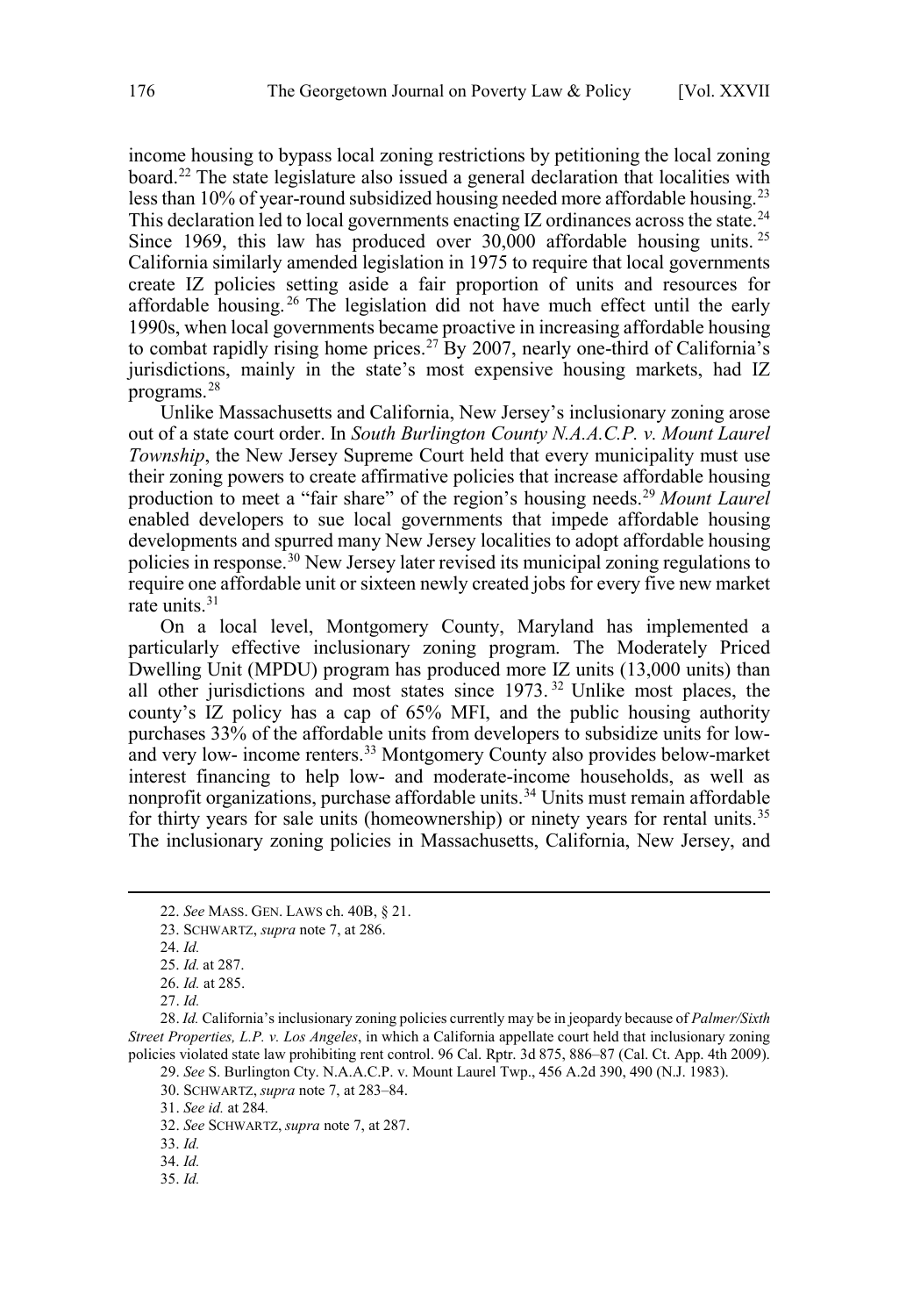income housing to bypass local zoning restrictions by petitioning the local zoning board.[22] The state legislature also issued a general declaration that localities with less than 10% of year-round subsidized housing needed more affordable housing.[23] This declaration led to local governments enacting IZ ordinances across the state.[24] Since 1969, this law has produced over 30,000 affordable housing units.[25] California similarly amended legislation in 1975 to require that local governments create IZ policies setting aside a fair proportion of units and resources for affordable housing.[26] The legislation did not have much effect until the early 1990s, when local governments became proactive in increasing affordable housing to combat rapidly rising home prices.[27] By 2007, nearly one-third of California's jurisdictions, mainly in the state's most expensive housing markets, had IZ programs.[28]

Unlike Massachusetts and California, New Jersey's inclusionary zoning arose out of a state court order. In *South Burlington County N.A.A.C.P. v. Mount Laurel Township*, the New Jersey Supreme Court held that every municipality must use their zoning powers to create affirmative policies that increase affordable housing production to meet a "fair share" of the region's housing needs.[29] *Mount Laurel* enabled developers to sue local governments that impede affordable housing developments and spurred many New Jersey localities to adopt affordable housing policies in response.[30] New Jersey later revised its municipal zoning regulations to require one affordable unit or sixteen newly created jobs for every five new market rate units.[31]

On a local level, Montgomery County, Maryland has implemented a particularly effective inclusionary zoning program. The Moderately Priced Dwelling Unit (MPDU) program has produced more IZ units (13,000 units) than all other jurisdictions and most states since 1973.[32] Unlike most places, the county's IZ policy has a cap of 65% MFI, and the public housing authority purchases 33% of the affordable units from developers to subsidize units for low- and very low- income renters.[33] Montgomery County also provides below-market interest financing to help low- and moderate-income households, as well as nonprofit organizations, purchase affordable units.[34] Units must remain affordable for thirty years for sale units (homeownership) or ninety years for rental units.[35] The inclusionary zoning policies in Massachusetts, California, New Jersey, and

---

22. *See* MASS. GEN. LAWS ch. 40B, § 21.

23. SCHWARTZ, *supra* note 7, at 286.

24. *Id.*

25. *Id.* at 287.

26. *Id.* at 285.

27. *Id.*

28. *Id.* California's inclusionary zoning policies currently may be in jeopardy because of *Palmer/Sixth Street Properties, L.P. v. Los Angeles*, in which a California appellate court held that inclusionary zoning policies violated state law prohibiting rent control. 96 Cal. Rptr. 3d 875, 886–87 (Cal. Ct. App. 4th 2009).

29. *See* S. Burlington Cty. N.A.A.C.P. v. Mount Laurel Twp., 456 A.2d 390, 490 (N.J. 1983).

30. SCHWARTZ, *supra* note 7, at 283–84.

31. *See id.* at 284.

32. *See* SCHWARTZ, *supra* note 7, at 287.

33. *Id.*

34. *Id.*

35. *Id.*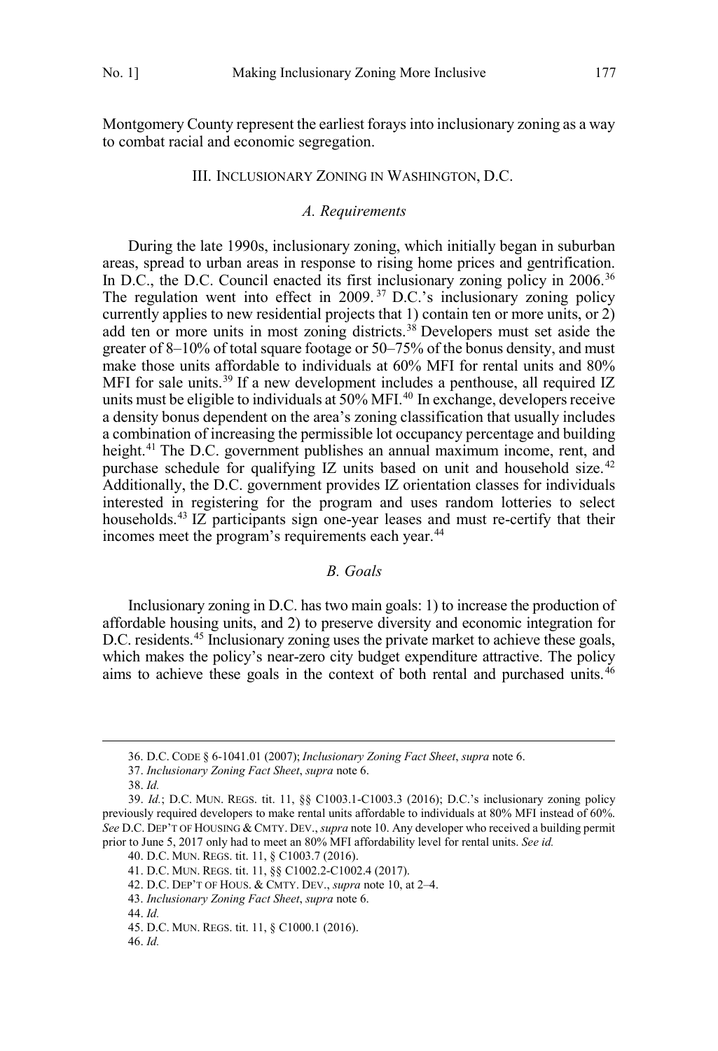Montgomery County represent the earliest forays into inclusionary zoning as a way to combat racial and economic segregation.

## III. INCLUSIONARY ZONING IN WASHINGTON, D.C.

### *A. Requirements*

During the late 1990s, inclusionary zoning, which initially began in suburban areas, spread to urban areas in response to rising home prices and gentrification. In D.C., the D.C. Council enacted its first inclusionary zoning policy in 2006.[36] The regulation went into effect in 2009.[37] D.C.'s inclusionary zoning policy currently applies to new residential projects that 1) contain ten or more units, or 2) add ten or more units in most zoning districts.[38] Developers must set aside the greater of 8–10% of total square footage or 50–75% of the bonus density, and must make those units affordable to individuals at 60% MFI for rental units and 80% MFI for sale units.[39] If a new development includes a penthouse, all required IZ units must be eligible to individuals at 50% MFI.[40] In exchange, developers receive a density bonus dependent on the area's zoning classification that usually includes a combination of increasing the permissible lot occupancy percentage and building height.[41] The D.C. government publishes an annual maximum income, rent, and purchase schedule for qualifying IZ units based on unit and household size.[42] Additionally, the D.C. government provides IZ orientation classes for individuals interested in registering for the program and uses random lotteries to select households.[43] IZ participants sign one-year leases and must re-certify that their incomes meet the program's requirements each year.[44]

### *B. Goals*

Inclusionary zoning in D.C. has two main goals: 1) to increase the production of affordable housing units, and 2) to preserve diversity and economic integration for D.C. residents.[45] Inclusionary zoning uses the private market to achieve these goals, which makes the policy's near-zero city budget expenditure attractive. The policy aims to achieve these goals in the context of both rental and purchased units.[46]

---

36. D.C. CODE § 6-1041.01 (2007); *Inclusionary Zoning Fact Sheet*, *supra* note 6.

37. *Inclusionary Zoning Fact Sheet*, *supra* note 6.

38. *Id.*

39. *Id.*; D.C. MUN. REGS. tit. 11, §§ C1003.1-C1003.3 (2016); D.C.'s inclusionary zoning policy previously required developers to make rental units affordable to individuals at 80% MFI instead of 60%. *See* D.C. DEP'T OF HOUSING & CMTY. DEV., *supra* note 10. Any developer who received a building permit prior to June 5, 2017 only had to meet an 80% MFI affordability level for rental units. *See id.*

40. D.C. MUN. REGS. tit. 11, § C1003.7 (2016).

41. D.C. MUN. REGS. tit. 11, §§ C1002.2-C1002.4 (2017).

42. D.C. DEP'T OF HOUS. & CMTY. DEV., *supra* note 10, at 2–4.

43. *Inclusionary Zoning Fact Sheet*, *supra* note 6.

44. *Id.*

45. D.C. MUN. REGS. tit. 11, § C1000.1 (2016).

46. *Id.*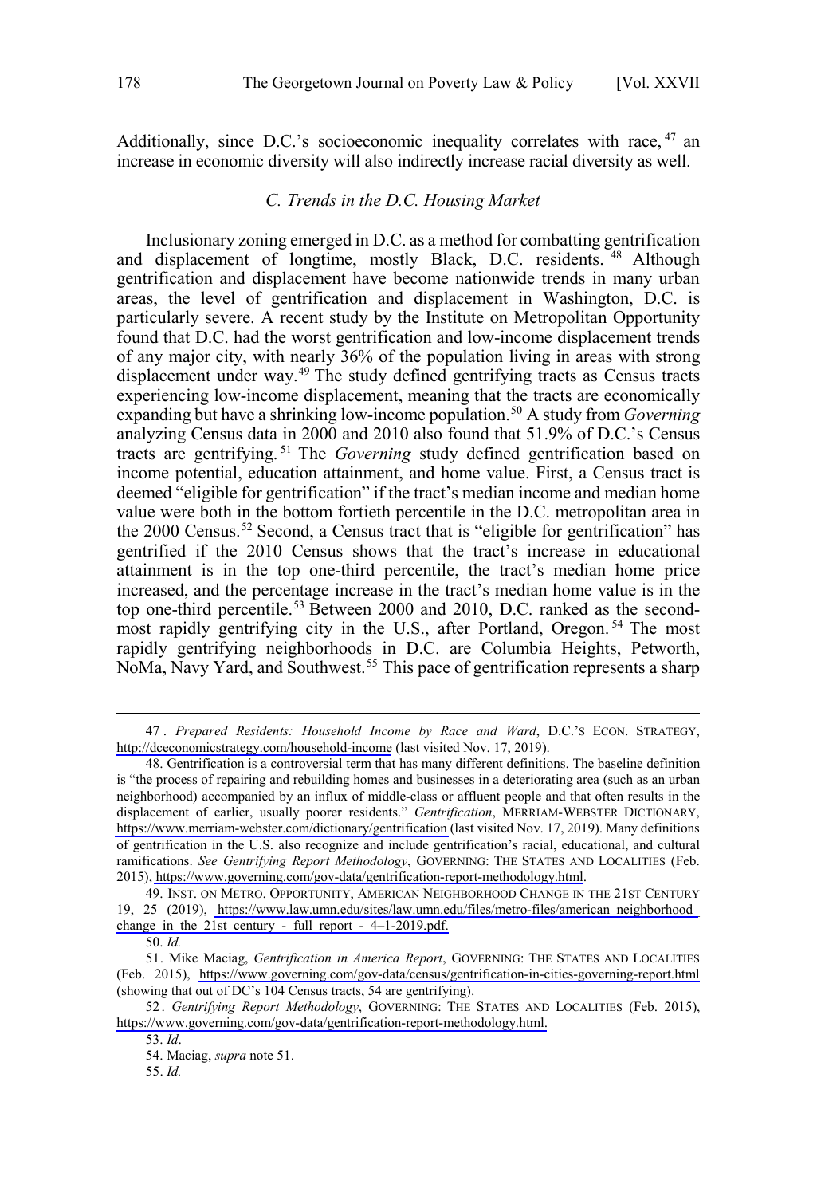Additionally, since D.C.'s socioeconomic inequality correlates with race,[47] an increase in economic diversity will also indirectly increase racial diversity as well.

### *C. Trends in the D.C. Housing Market*

Inclusionary zoning emerged in D.C. as a method for combatting gentrification and displacement of longtime, mostly Black, D.C. residents.[48] Although gentrification and displacement have become nationwide trends in many urban areas, the level of gentrification and displacement in Washington, D.C. is particularly severe. A recent study by the Institute on Metropolitan Opportunity found that D.C. had the worst gentrification and low-income displacement trends of any major city, with nearly 36% of the population living in areas with strong displacement under way.[49] The study defined gentrifying tracts as Census tracts experiencing low-income displacement, meaning that the tracts are economically expanding but have a shrinking low-income population.[50] A study from *Governing* analyzing Census data in 2000 and 2010 also found that 51.9% of D.C.'s Census tracts are gentrifying.[51] The *Governing* study defined gentrification based on income potential, education attainment, and home value. First, a Census tract is deemed "eligible for gentrification" if the tract's median income and median home value were both in the bottom fortieth percentile in the D.C. metropolitan area in the 2000 Census.[52] Second, a Census tract that is "eligible for gentrification" has gentrified if the 2010 Census shows that the tract's increase in educational attainment is in the top one-third percentile, the tract's median home price increased, and the percentage increase in the tract's median home value is in the top one-third percentile.[53] Between 2000 and 2010, D.C. ranked as the second-most rapidly gentrifying city in the U.S., after Portland, Oregon.[54] The most rapidly gentrifying neighborhoods in D.C. are Columbia Heights, Petworth, NoMa, Navy Yard, and Southwest.[55] This pace of gentrification represents a sharp

---

47. *Prepared Residents: Household Income by Race and Ward*, D.C.'S ECON. STRATEGY, http://dceconomicstrategy.com/household-income (last visited Nov. 17, 2019).

48. Gentrification is a controversial term that has many different definitions. The baseline definition is "the process of repairing and rebuilding homes and businesses in a deteriorating area (such as an urban neighborhood) accompanied by an influx of middle-class or affluent people and that often results in the displacement of earlier, usually poorer residents." *Gentrification*, MERRIAM-WEBSTER DICTIONARY, https://www.merriam-webster.com/dictionary/gentrification (last visited Nov. 17, 2019). Many definitions of gentrification in the U.S. also recognize and include gentrification's racial, educational, and cultural ramifications. *See Gentrifying Report Methodology*, GOVERNING: THE STATES AND LOCALITIES (Feb. 2015), https://www.governing.com/gov-data/gentrification-report-methodology.html.

49. INST. ON METRO. OPPORTUNITY, AMERICAN NEIGHBORHOOD CHANGE IN THE 21ST CENTURY 19, 25 (2019), https://www.law.umn.edu/sites/law.umn.edu/files/metro-files/american_neighborhood_change_in_the_21st_century_-_full_report_-_4–1-2019.pdf.

50. *Id.*

51. Mike Maciag, *Gentrification in America Report*, GOVERNING: THE STATES AND LOCALITIES (Feb. 2015), https://www.governing.com/gov-data/census/gentrification-in-cities-governing-report.html (showing that out of DC's 104 Census tracts, 54 are gentrifying).

52. *Gentrifying Report Methodology*, GOVERNING: THE STATES AND LOCALITIES (Feb. 2015), https://www.governing.com/gov-data/gentrification-report-methodology.html.

53. *Id*.

54. Maciag, *supra* note 51.

55. *Id.*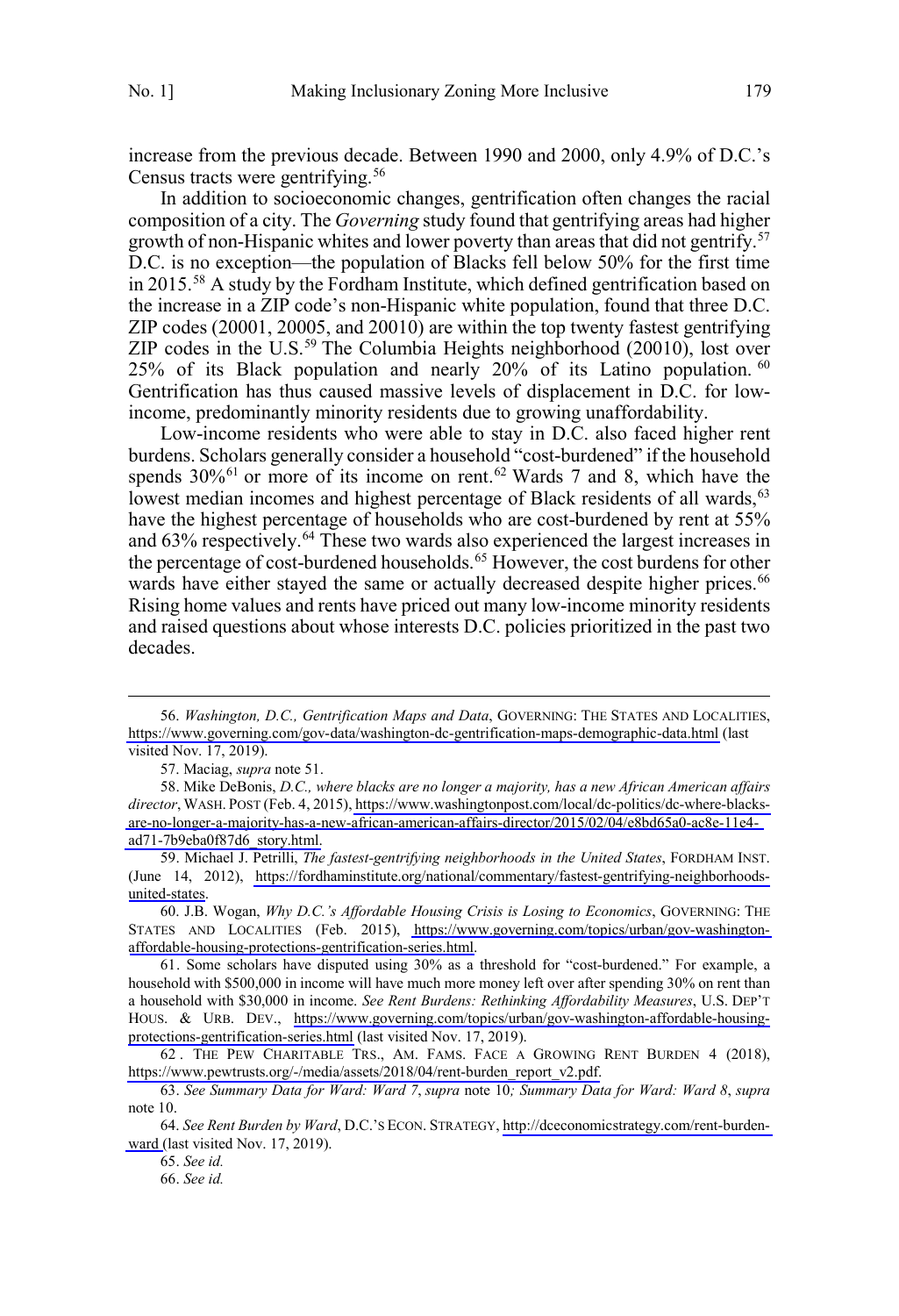increase from the previous decade. Between 1990 and 2000, only 4.9% of D.C.'s Census tracts were gentrifying.[56]

In addition to socioeconomic changes, gentrification often changes the racial composition of a city. The *Governing* study found that gentrifying areas had higher growth of non-Hispanic whites and lower poverty than areas that did not gentrify.[57] D.C. is no exception—the population of Blacks fell below 50% for the first time in 2015.[58] A study by the Fordham Institute, which defined gentrification based on the increase in a ZIP code's non-Hispanic white population, found that three D.C. ZIP codes (20001, 20005, and 20010) are within the top twenty fastest gentrifying ZIP codes in the U.S.[59] The Columbia Heights neighborhood (20010), lost over 25% of its Black population and nearly 20% of its Latino population.[60] Gentrification has thus caused massive levels of displacement in D.C. for low-income, predominantly minority residents due to growing unaffordability.

Low-income residents who were able to stay in D.C. also faced higher rent burdens. Scholars generally consider a household "cost-burdened" if the household spends 30%[61] or more of its income on rent.[62] Wards 7 and 8, which have the lowest median incomes and highest percentage of Black residents of all wards,[63] have the highest percentage of households who are cost-burdened by rent at 55% and 63% respectively.[64] These two wards also experienced the largest increases in the percentage of cost-burdened households.[65] However, the cost burdens for other wards have either stayed the same or actually decreased despite higher prices.[66] Rising home values and rents have priced out many low-income minority residents and raised questions about whose interests D.C. policies prioritized in the past two decades.

---

56. *Washington, D.C., Gentrification Maps and Data*, GOVERNING: THE STATES AND LOCALITIES, https://www.governing.com/gov-data/washington-dc-gentrification-maps-demographic-data.html (last visited Nov. 17, 2019).

57. Maciag, *supra* note 51.

58. Mike DeBonis, *D.C., where blacks are no longer a majority, has a new African American affairs director*, WASH. POST (Feb. 4, 2015), https://www.washingtonpost.com/local/dc-politics/dc-where-blacks-are-no-longer-a-majority-has-a-new-african-american-affairs-director/2015/02/04/e8bd65a0-ac8e-11e4-ad71-7b9eba0f87d6_story.html.

59. Michael J. Petrilli, *The fastest-gentrifying neighborhoods in the United States*, FORDHAM INST. (June 14, 2012), https://fordhaminstitute.org/national/commentary/fastest-gentrifying-neighborhoods-united-states.

60. J.B. Wogan, *Why D.C.'s Affordable Housing Crisis is Losing to Economics*, GOVERNING: THE STATES AND LOCALITIES (Feb. 2015), https://www.governing.com/topics/urban/gov-washington-affordable-housing-protections-gentrification-series.html.

61. Some scholars have disputed using 30% as a threshold for "cost-burdened." For example, a household with $500,000 in income will have much more money left over after spending 30% on rent than a household with $30,000 in income. *See Rent Burdens: Rethinking Affordability Measures*, U.S. DEP'T HOUS. & URB. DEV., https://www.governing.com/topics/urban/gov-washington-affordable-housing-protections-gentrification-series.html (last visited Nov. 17, 2019).

62. THE PEW CHARITABLE TRS., AM. FAMS. FACE A GROWING RENT BURDEN 4 (2018), https://www.pewtrusts.org/-/media/assets/2018/04/rent-burden_report_v2.pdf.

63. *See Summary Data for Ward: Ward 7*, *supra* note 10*; Summary Data for Ward: Ward 8*, *supra* note 10.

64. *See Rent Burden by Ward*, D.C.'S ECON. STRATEGY, http://dceconomicstrategy.com/rent-burden-ward (last visited Nov. 17, 2019).

65. *See id.*

66. *See id.*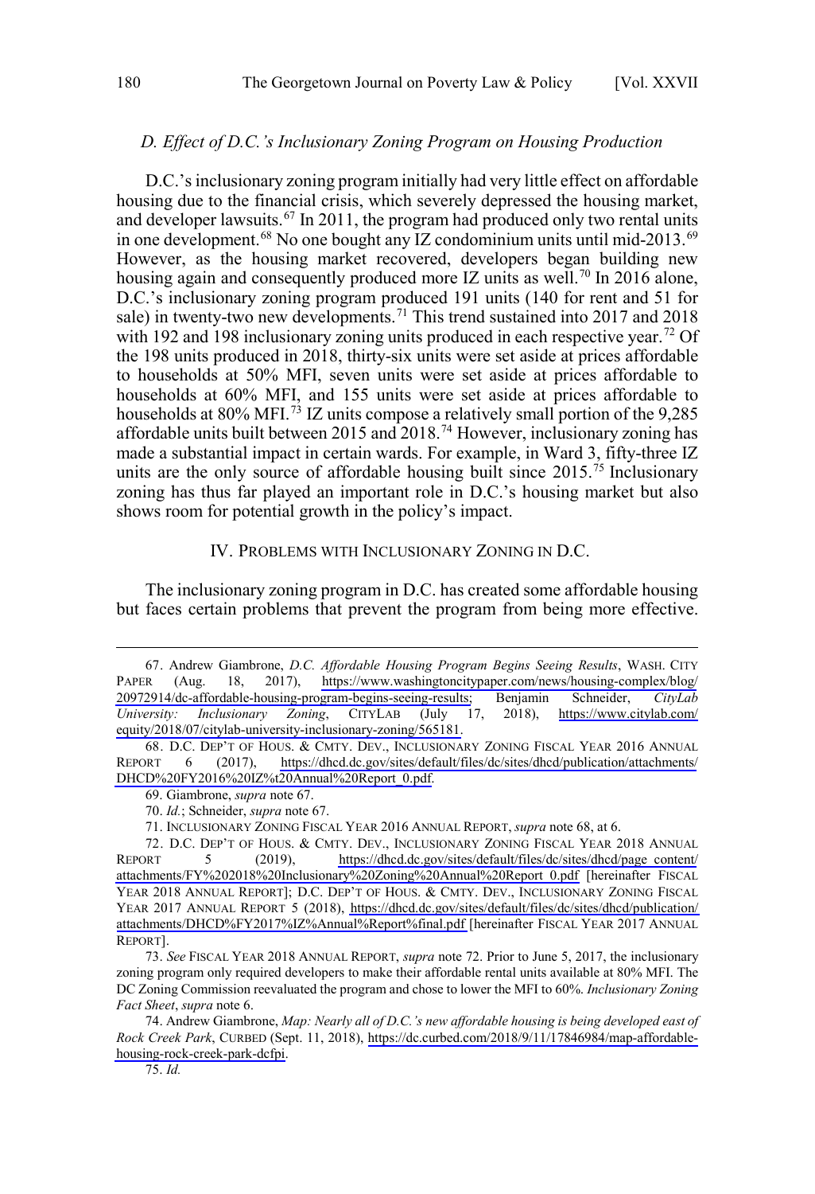### *D. Effect of D.C.'s Inclusionary Zoning Program on Housing Production*

D.C.'s inclusionary zoning program initially had very little effect on affordable housing due to the financial crisis, which severely depressed the housing market, and developer lawsuits.[67] In 2011, the program had produced only two rental units in one development.[68] No one bought any IZ condominium units until mid-2013.[69] However, as the housing market recovered, developers began building new housing again and consequently produced more IZ units as well.[70] In 2016 alone, D.C.'s inclusionary zoning program produced 191 units (140 for rent and 51 for sale) in twenty-two new developments.[71] This trend sustained into 2017 and 2018 with 192 and 198 inclusionary zoning units produced in each respective year.[72] Of the 198 units produced in 2018, thirty-six units were set aside at prices affordable to households at 50% MFI, seven units were set aside at prices affordable to households at 60% MFI, and 155 units were set aside at prices affordable to households at 80% MFI.[73] IZ units compose a relatively small portion of the 9,285 affordable units built between 2015 and 2018.[74] However, inclusionary zoning has made a substantial impact in certain wards. For example, in Ward 3, fifty-three IZ units are the only source of affordable housing built since 2015.[75] Inclusionary zoning has thus far played an important role in D.C.'s housing market but also shows room for potential growth in the policy's impact.

## IV. PROBLEMS WITH INCLUSIONARY ZONING IN D.C.

The inclusionary zoning program in D.C. has created some affordable housing but faces certain problems that prevent the program from being more effective.

---

67. Andrew Giambrone, *D.C. Affordable Housing Program Begins Seeing Results*, WASH. CITY PAPER (Aug. 18, 2017), https://www.washingtoncitypaper.com/news/housing-complex/blog/20972914/dc-affordable-housing-program-begins-seeing-results; Benjamin Schneider, *CityLab University: Inclusionary Zoning*, CITYLAB (July 17, 2018), https://www.citylab.com/equity/2018/07/citylab-university-inclusionary-zoning/565181.

68. D.C. DEP'T OF HOUS. & CMTY. DEV., INCLUSIONARY ZONING FISCAL YEAR 2016 ANNUAL REPORT 6 (2017), https://dhcd.dc.gov/sites/default/files/dc/sites/dhcd/publication/attachments/DHCD%20FY2016%20IZ%t20Annual%20Report_0.pdf.

69. Giambrone, *supra* note 67.

70. *Id.*; Schneider, *supra* note 67.

71. INCLUSIONARY ZONING FISCAL YEAR 2016 ANNUAL REPORT, *supra* note 68, at 6.

72. D.C. DEP'T OF HOUS. & CMTY. DEV., INCLUSIONARY ZONING FISCAL YEAR 2018 ANNUAL REPORT 5 (2019), https://dhcd.dc.gov/sites/default/files/dc/sites/dhcd/page_content/attachments/FY%202018%20Inclusionary%20Zoning%20Annual%20Report_0.pdf [hereinafter FISCAL YEAR 2018 ANNUAL REPORT]; D.C. DEP'T OF HOUS. & CMTY. DEV., INCLUSIONARY ZONING FISCAL YEAR 2017 ANNUAL REPORT 5 (2018), https://dhcd.dc.gov/sites/default/files/dc/sites/dhcd/publication/attachments/DHCD%FY2017%IZ%Annual%Report%final.pdf [hereinafter FISCAL YEAR 2017 ANNUAL REPORT].

73. *See* FISCAL YEAR 2018 ANNUAL REPORT, *supra* note 72. Prior to June 5, 2017, the inclusionary zoning program only required developers to make their affordable rental units available at 80% MFI. The DC Zoning Commission reevaluated the program and chose to lower the MFI to 60%. *Inclusionary Zoning Fact Sheet*, *supra* note 6.

74. Andrew Giambrone, *Map: Nearly all of D.C.'s new affordable housing is being developed east of Rock Creek Park*, CURBED (Sept. 11, 2018), https://dc.curbed.com/2018/9/11/17846984/map-affordable-housing-rock-creek-park-dcfpi.

75. *Id.*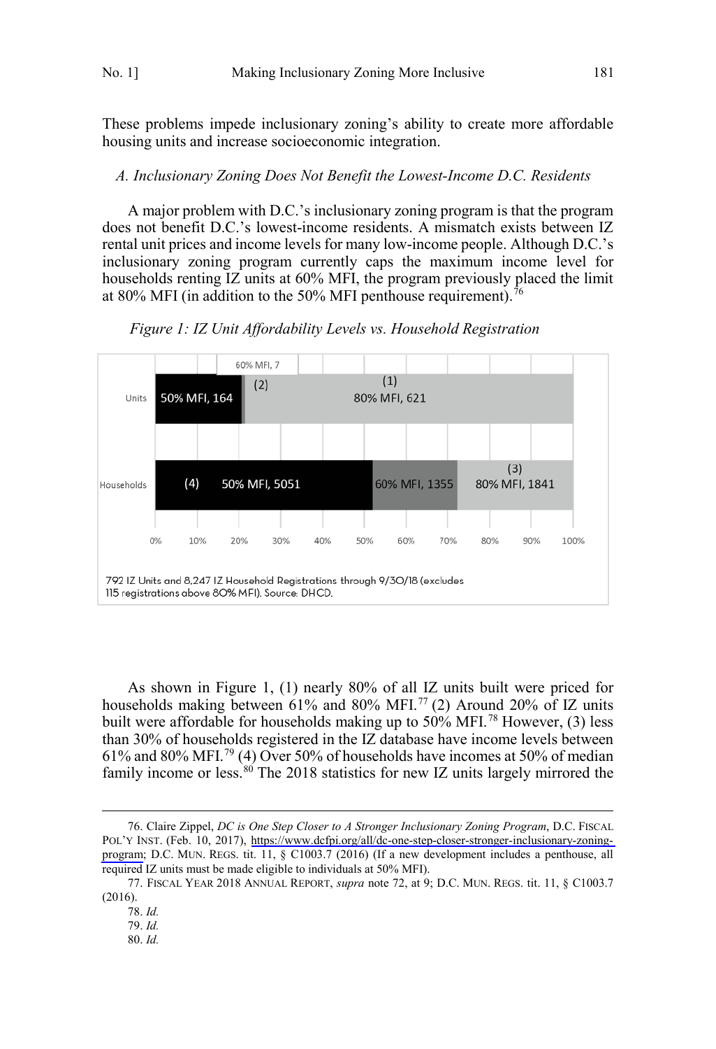These problems impede inclusionary zoning's ability to create more affordable housing units and increase socioeconomic integration.

### *A. Inclusionary Zoning Does Not Benefit the Lowest-Income D.C. Residents*

A major problem with D.C.'s inclusionary zoning program is that the program does not benefit D.C.'s lowest-income residents. A mismatch exists between IZ rental unit prices and income levels for many low-income people. Although D.C.'s inclusionary zoning program currently caps the maximum income level for households renting IZ units at 60% MFI, the program previously placed the limit at 80% MFI (in addition to the 50% MFI penthouse requirement).[76]

*Figure 1: IZ Unit Affordability Levels vs. Household Registration*

| | 50% MFI | 60% MFI | 80% MFI |
|---|---|---|---|
| Units | 164 (4) | 7 (2) | 621 (1) |
| Households | 5051 (4) | 1355 | 1841 (3) |

792 IZ Units and 8,247 IZ Household Registrations through 9/30/18 (excludes 115 registrations above 80% MFI). Source: DHCD.

As shown in Figure 1, (1) nearly 80% of all IZ units built were priced for households making between 61% and 80% MFI.[77] (2) Around 20% of IZ units built were affordable for households making up to 50% MFI.[78] However, (3) less than 30% of households registered in the IZ database have income levels between 61% and 80% MFI.[79] (4) Over 50% of households have incomes at 50% of median family income or less.[80] The 2018 statistics for new IZ units largely mirrored the

---

76. Claire Zippel, *DC is One Step Closer to A Stronger Inclusionary Zoning Program*, D.C. FISCAL POL'Y INST. (Feb. 10, 2017), https://www.dcfpi.org/all/dc-one-step-closer-stronger-inclusionary-zoning-program; D.C. MUN. REGS. tit. 11, § C1003.7 (2016) (If a new development includes a penthouse, all required IZ units must be made eligible to individuals at 50% MFI).

77. FISCAL YEAR 2018 ANNUAL REPORT, *supra* note 72, at 9; D.C. MUN. REGS. tit. 11, § C1003.7 (2016).

78. *Id.*

79. *Id.*

80. *Id.*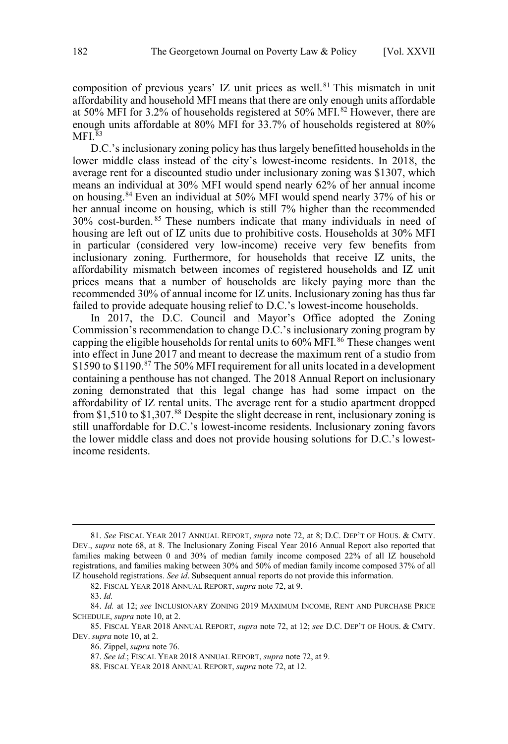composition of previous years' IZ unit prices as well.[81] This mismatch in unit affordability and household MFI means that there are only enough units affordable at 50% MFI for 3.2% of households registered at 50% MFI.[82] However, there are enough units affordable at 80% MFI for 33.7% of households registered at 80% MFI.[83]

D.C.'s inclusionary zoning policy has thus largely benefitted households in the lower middle class instead of the city's lowest-income residents. In 2018, the average rent for a discounted studio under inclusionary zoning was $1307, which means an individual at 30% MFI would spend nearly 62% of her annual income on housing.[84] Even an individual at 50% MFI would spend nearly 37% of his or her annual income on housing, which is still 7% higher than the recommended 30% cost-burden.[85] These numbers indicate that many individuals in need of housing are left out of IZ units due to prohibitive costs. Households at 30% MFI in particular (considered very low-income) receive very few benefits from inclusionary zoning. Furthermore, for households that receive IZ units, the affordability mismatch between incomes of registered households and IZ unit prices means that a number of households are likely paying more than the recommended 30% of annual income for IZ units. Inclusionary zoning has thus far failed to provide adequate housing relief to D.C.'s lowest-income households.

In 2017, the D.C. Council and Mayor's Office adopted the Zoning Commission's recommendation to change D.C.'s inclusionary zoning program by capping the eligible households for rental units to 60% MFI.[86] These changes went into effect in June 2017 and meant to decrease the maximum rent of a studio from $1590 to $1190.[87] The 50% MFI requirement for all units located in a development containing a penthouse has not changed. The 2018 Annual Report on inclusionary zoning demonstrated that this legal change has had some impact on the affordability of IZ rental units. The average rent for a studio apartment dropped from $1,510 to $1,307.[88] Despite the slight decrease in rent, inclusionary zoning is still unaffordable for D.C.'s lowest-income residents. Inclusionary zoning favors the lower middle class and does not provide housing solutions for D.C.'s lowest-income residents.

---

81. *See* FISCAL YEAR 2017 ANNUAL REPORT, *supra* note 72, at 8; D.C. DEP'T OF HOUS. & CMTY. DEV., *supra* note 68, at 8. The Inclusionary Zoning Fiscal Year 2016 Annual Report also reported that families making between 0 and 30% of median family income composed 22% of all IZ household registrations, and families making between 30% and 50% of median family income composed 37% of all IZ household registrations. *See id*. Subsequent annual reports do not provide this information.

82. FISCAL YEAR 2018 ANNUAL REPORT, *supra* note 72, at 9.

83. *Id.*

84. *Id.* at 12; *see* INCLUSIONARY ZONING 2019 MAXIMUM INCOME, RENT AND PURCHASE PRICE SCHEDULE, *supra* note 10, at 2.

85. FISCAL YEAR 2018 ANNUAL REPORT, *supra* note 72, at 12; *see* D.C. DEP'T OF HOUS. & CMTY. DEV. *supra* note 10, at 2.

86. Zippel, *supra* note 76.

87. *See id.*; FISCAL YEAR 2018 ANNUAL REPORT, *supra* note 72, at 9.

88. FISCAL YEAR 2018 ANNUAL REPORT, *supra* note 72, at 12.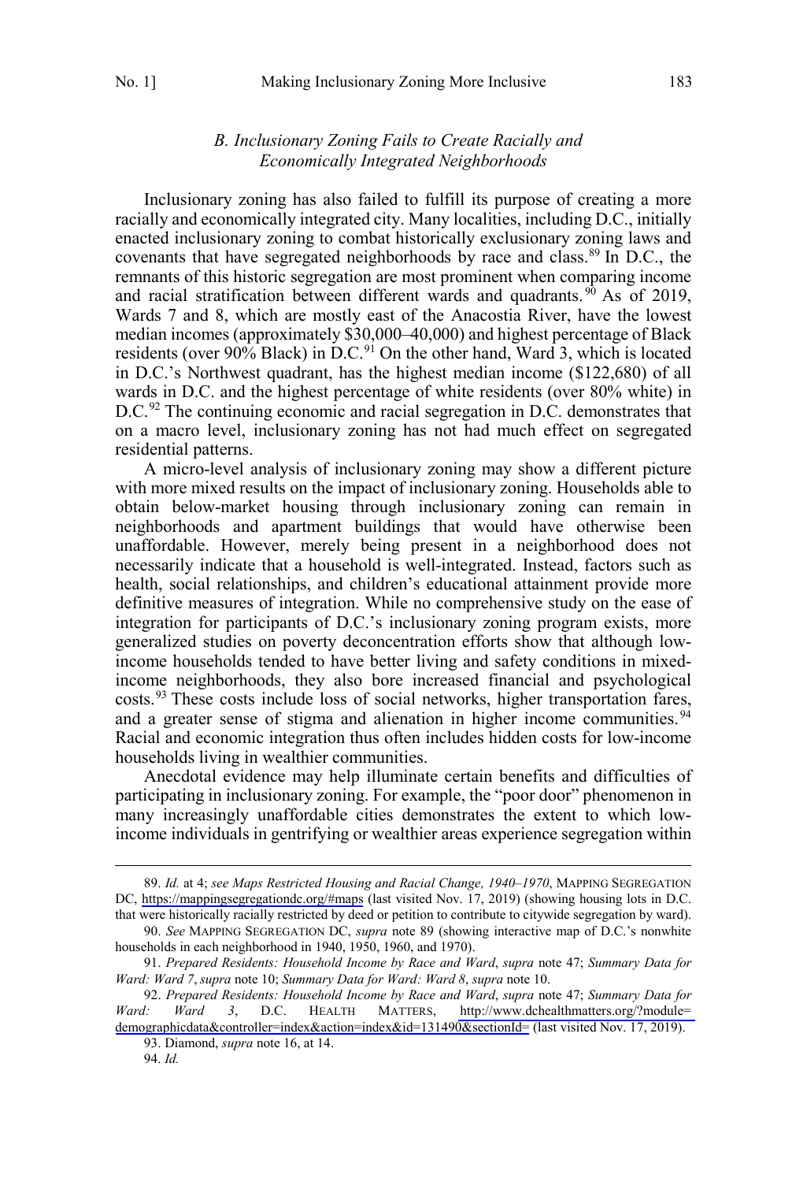### *B. Inclusionary Zoning Fails to Create Racially and Economically Integrated Neighborhoods*

Inclusionary zoning has also failed to fulfill its purpose of creating a more racially and economically integrated city. Many localities, including D.C., initially enacted inclusionary zoning to combat historically exclusionary zoning laws and covenants that have segregated neighborhoods by race and class.[89] In D.C., the remnants of this historic segregation are most prominent when comparing income and racial stratification between different wards and quadrants.[90] As of 2019, Wards 7 and 8, which are mostly east of the Anacostia River, have the lowest median incomes (approximately $30,000–40,000) and highest percentage of Black residents (over 90% Black) in D.C.[91] On the other hand, Ward 3, which is located in D.C.'s Northwest quadrant, has the highest median income ($122,680) of all wards in D.C. and the highest percentage of white residents (over 80% white) in D.C.[92] The continuing economic and racial segregation in D.C. demonstrates that on a macro level, inclusionary zoning has not had much effect on segregated residential patterns.

A micro-level analysis of inclusionary zoning may show a different picture with more mixed results on the impact of inclusionary zoning. Households able to obtain below-market housing through inclusionary zoning can remain in neighborhoods and apartment buildings that would have otherwise been unaffordable. However, merely being present in a neighborhood does not necessarily indicate that a household is well-integrated. Instead, factors such as health, social relationships, and children's educational attainment provide more definitive measures of integration. While no comprehensive study on the ease of integration for participants of D.C.'s inclusionary zoning program exists, more generalized studies on poverty deconcentration efforts show that although low-income households tended to have better living and safety conditions in mixed-income neighborhoods, they also bore increased financial and psychological costs.[93] These costs include loss of social networks, higher transportation fares, and a greater sense of stigma and alienation in higher income communities.[94] Racial and economic integration thus often includes hidden costs for low-income households living in wealthier communities.

Anecdotal evidence may help illuminate certain benefits and difficulties of participating in inclusionary zoning. For example, the "poor door" phenomenon in many increasingly unaffordable cities demonstrates the extent to which low-income individuals in gentrifying or wealthier areas experience segregation within

---

89. *Id.* at 4; *see Maps Restricted Housing and Racial Change, 1940–1970*, MAPPING SEGREGATION DC, https://mappingsegregationdc.org/#maps (last visited Nov. 17, 2019) (showing housing lots in D.C. that were historically racially restricted by deed or petition to contribute to citywide segregation by ward).

90. *See* MAPPING SEGREGATION DC, *supra* note 89 (showing interactive map of D.C.'s nonwhite households in each neighborhood in 1940, 1950, 1960, and 1970).

91. *Prepared Residents: Household Income by Race and Ward*, *supra* note 47; *Summary Data for Ward: Ward 7*, *supra* note 10; *Summary Data for Ward: Ward 8*, *supra* note 10.

92. *Prepared Residents: Household Income by Race and Ward*, *supra* note 47; *Summary Data for Ward: Ward 3*, D.C. HEALTH MATTERS, http://www.dchealthmatters.org/?module=demographicdata&controller=index&action=index&id=131490&sectionId= (last visited Nov. 17, 2019).

93. Diamond, *supra* note 16, at 14.

94. *Id.*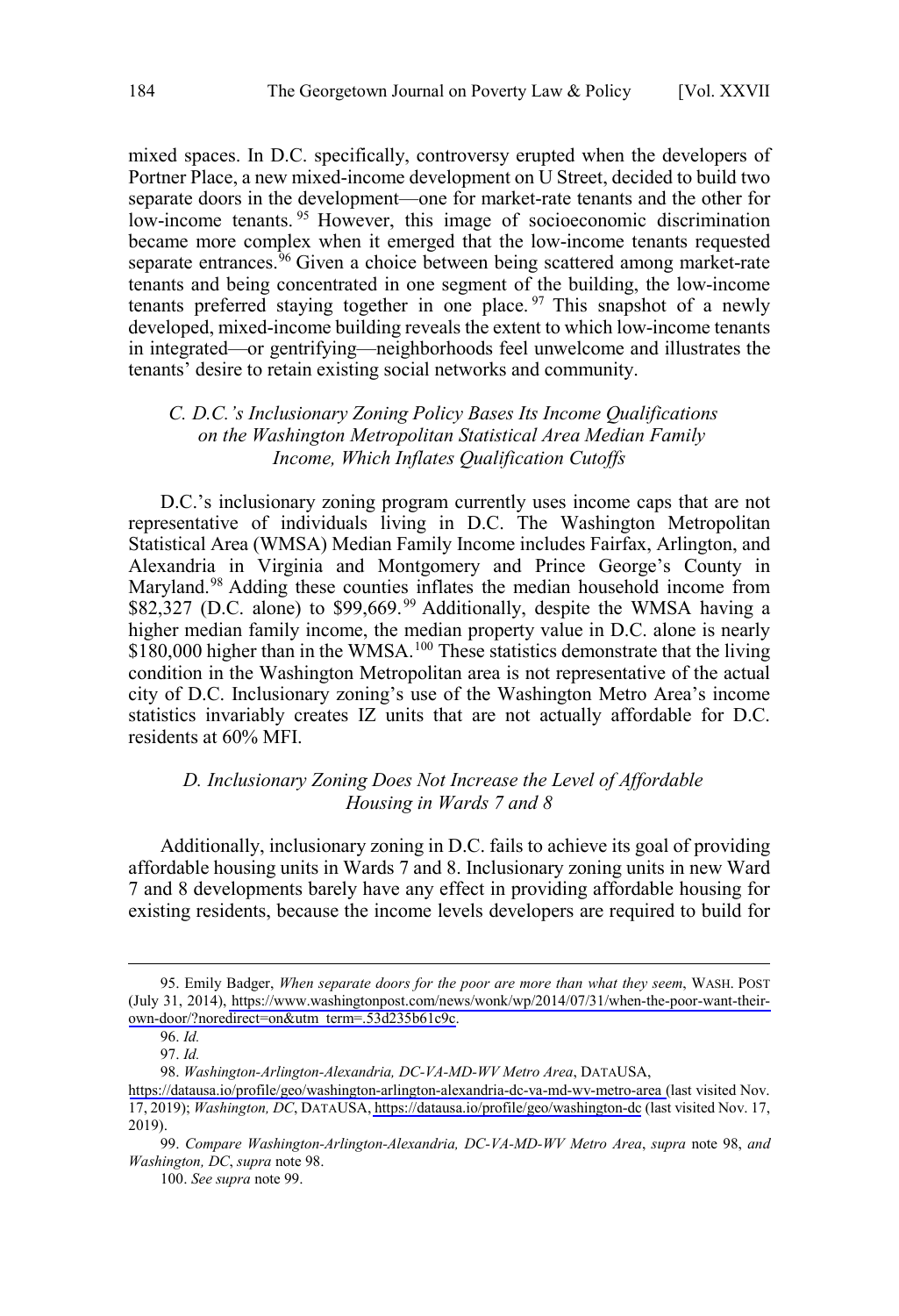mixed spaces. In D.C. specifically, controversy erupted when the developers of Portner Place, a new mixed-income development on U Street, decided to build two separate doors in the development—one for market-rate tenants and the other for low-income tenants.[95] However, this image of socioeconomic discrimination became more complex when it emerged that the low-income tenants requested separate entrances.[96] Given a choice between being scattered among market-rate tenants and being concentrated in one segment of the building, the low-income tenants preferred staying together in one place.[97] This snapshot of a newly developed, mixed-income building reveals the extent to which low-income tenants in integrated—or gentrifying—neighborhoods feel unwelcome and illustrates the tenants' desire to retain existing social networks and community.

### *C. D.C.'s Inclusionary Zoning Policy Bases Its Income Qualifications on the Washington Metropolitan Statistical Area Median Family Income, Which Inflates Qualification Cutoffs*

D.C.'s inclusionary zoning program currently uses income caps that are not representative of individuals living in D.C. The Washington Metropolitan Statistical Area (WMSA) Median Family Income includes Fairfax, Arlington, and Alexandria in Virginia and Montgomery and Prince George's County in Maryland.[98] Adding these counties inflates the median household income from $82,327 (D.C. alone) to $99,669.[99] Additionally, despite the WMSA having a higher median family income, the median property value in D.C. alone is nearly $180,000 higher than in the WMSA.[100] These statistics demonstrate that the living condition in the Washington Metropolitan area is not representative of the actual city of D.C. Inclusionary zoning's use of the Washington Metro Area's income statistics invariably creates IZ units that are not actually affordable for D.C. residents at 60% MFI.

### *D. Inclusionary Zoning Does Not Increase the Level of Affordable Housing in Wards 7 and 8*

Additionally, inclusionary zoning in D.C. fails to achieve its goal of providing affordable housing units in Wards 7 and 8. Inclusionary zoning units in new Ward 7 and 8 developments barely have any effect in providing affordable housing for existing residents, because the income levels developers are required to build for

---

95. Emily Badger, *When separate doors for the poor are more than what they seem*, WASH. POST (July 31, 2014), https://www.washingtonpost.com/news/wonk/wp/2014/07/31/when-the-poor-want-their-own-door/?noredirect=on&utm_term=.53d235b61c9c.

96. *Id.*

97. *Id.*

98. *Washington-Arlington-Alexandria, DC-VA-MD-WV Metro Area*, DATAUSA, https://datausa.io/profile/geo/washington-arlington-alexandria-dc-va-md-wv-metro-area (last visited Nov. 17, 2019); *Washington, DC*, DATAUSA, https://datausa.io/profile/geo/washington-dc (last visited Nov. 17, 2019).

99. *Compare Washington-Arlington-Alexandria, DC-VA-MD-WV Metro Area*, *supra* note 98, *and Washington, DC*, *supra* note 98.

100. *See supra* note 99.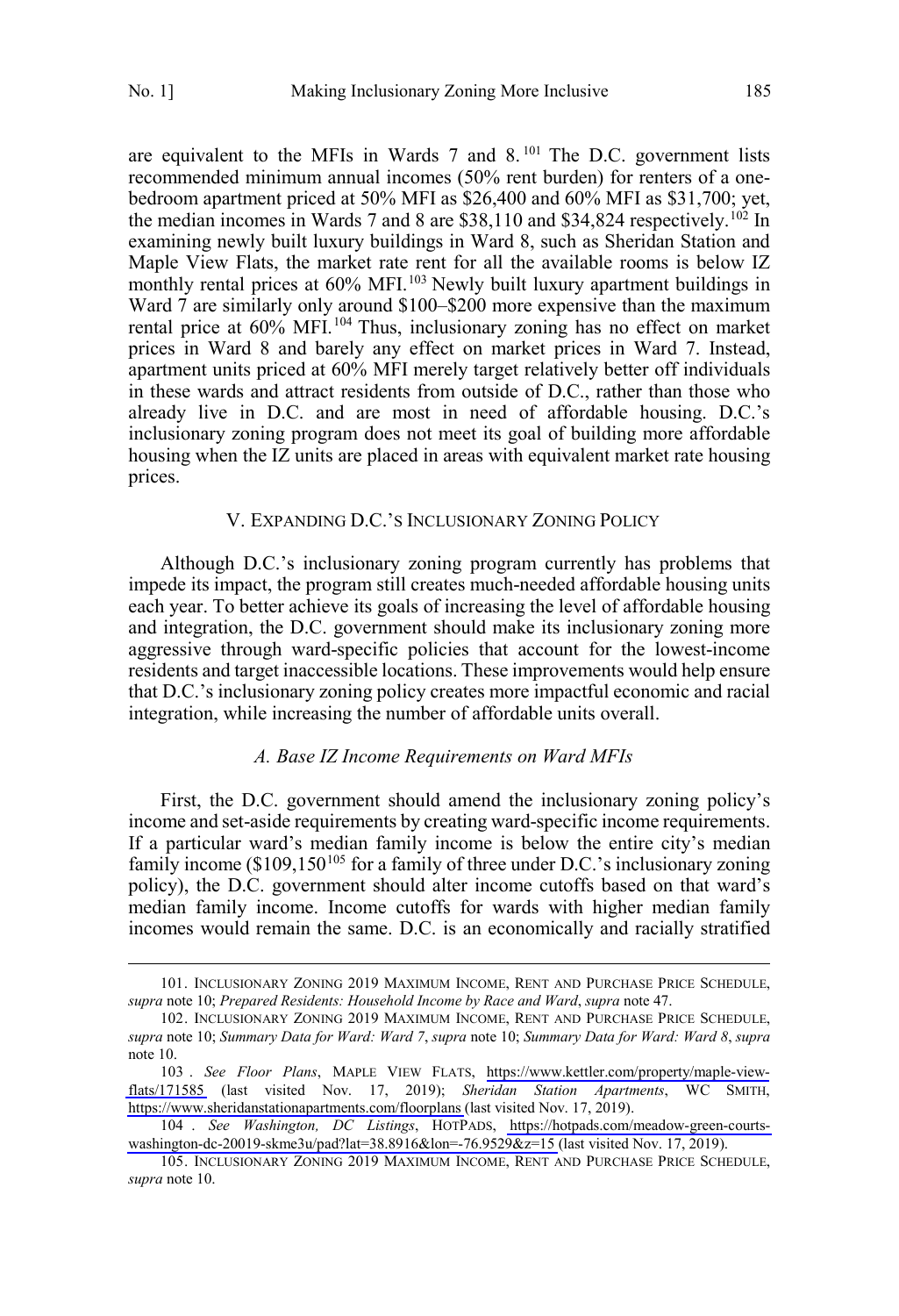are equivalent to the MFIs in Wards 7 and 8.[101] The D.C. government lists recommended minimum annual incomes (50% rent burden) for renters of a one-bedroom apartment priced at 50% MFI as $26,400 and 60% MFI as $31,700; yet, the median incomes in Wards 7 and 8 are $38,110 and $34,824 respectively.[102] In examining newly built luxury buildings in Ward 8, such as Sheridan Station and Maple View Flats, the market rate rent for all the available rooms is below IZ monthly rental prices at 60% MFI.[103] Newly built luxury apartment buildings in Ward 7 are similarly only around $100–$200 more expensive than the maximum rental price at 60% MFI.[104] Thus, inclusionary zoning has no effect on market prices in Ward 8 and barely any effect on market prices in Ward 7. Instead, apartment units priced at 60% MFI merely target relatively better off individuals in these wards and attract residents from outside of D.C., rather than those who already live in D.C. and are most in need of affordable housing. D.C.'s inclusionary zoning program does not meet its goal of building more affordable housing when the IZ units are placed in areas with equivalent market rate housing prices.

## V. EXPANDING D.C.'S INCLUSIONARY ZONING POLICY

Although D.C.'s inclusionary zoning program currently has problems that impede its impact, the program still creates much-needed affordable housing units each year. To better achieve its goals of increasing the level of affordable housing and integration, the D.C. government should make its inclusionary zoning more aggressive through ward-specific policies that account for the lowest-income residents and target inaccessible locations. These improvements would help ensure that D.C.'s inclusionary zoning policy creates more impactful economic and racial integration, while increasing the number of affordable units overall.

### *A. Base IZ Income Requirements on Ward MFIs*

First, the D.C. government should amend the inclusionary zoning policy's income and set-aside requirements by creating ward-specific income requirements. If a particular ward's median family income is below the entire city's median family income ($109,150[105] for a family of three under D.C.'s inclusionary zoning policy), the D.C. government should alter income cutoffs based on that ward's median family income. Income cutoffs for wards with higher median family incomes would remain the same. D.C. is an economically and racially stratified

---

101. INCLUSIONARY ZONING 2019 MAXIMUM INCOME, RENT AND PURCHASE PRICE SCHEDULE, *supra* note 10; *Prepared Residents: Household Income by Race and Ward*, *supra* note 47.

102. INCLUSIONARY ZONING 2019 MAXIMUM INCOME, RENT AND PURCHASE PRICE SCHEDULE, *supra* note 10; *Summary Data for Ward: Ward 7*, *supra* note 10; *Summary Data for Ward: Ward 8*, *supra* note 10.

103. *See Floor Plans*, MAPLE VIEW FLATS, https://www.kettler.com/property/maple-view-flats/171585 (last visited Nov. 17, 2019); *Sheridan Station Apartments*, WC SMITH, https://www.sheridanstationapartments.com/floorplans (last visited Nov. 17, 2019).

104. *See Washington, DC Listings*, HOTPADS, https://hotpads.com/meadow-green-courts-washington-dc-20019-skme3u/pad?lat=38.8916&lon=-76.9529&z=15 (last visited Nov. 17, 2019).

105. INCLUSIONARY ZONING 2019 MAXIMUM INCOME, RENT AND PURCHASE PRICE SCHEDULE, *supra* note 10.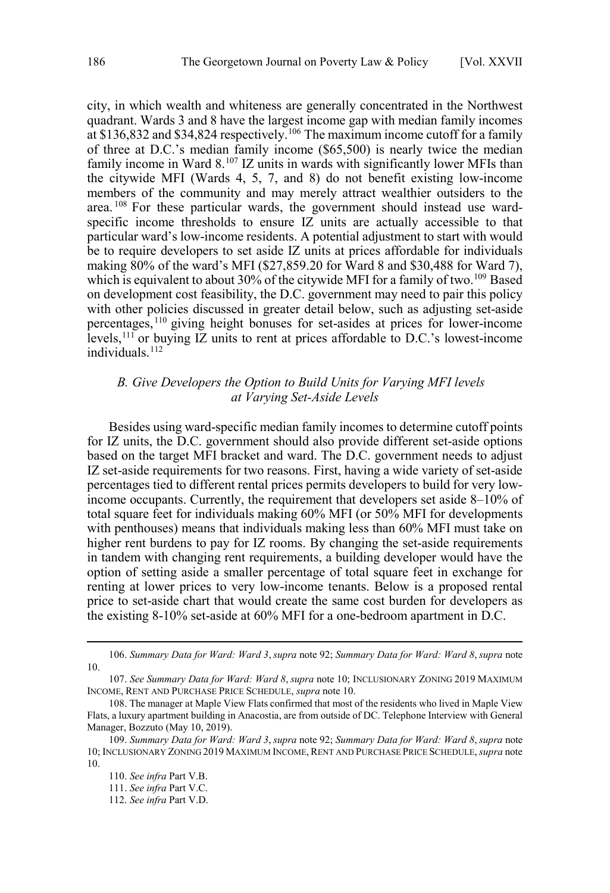city, in which wealth and whiteness are generally concentrated in the Northwest quadrant. Wards 3 and 8 have the largest income gap with median family incomes at $136,832 and $34,824 respectively.[106] The maximum income cutoff for a family of three at D.C.'s median family income ($65,500) is nearly twice the median family income in Ward 8.[107] IZ units in wards with significantly lower MFIs than the citywide MFI (Wards 4, 5, 7, and 8) do not benefit existing low-income members of the community and may merely attract wealthier outsiders to the area.[108] For these particular wards, the government should instead use ward-specific income thresholds to ensure IZ units are actually accessible to that particular ward's low-income residents. A potential adjustment to start with would be to require developers to set aside IZ units at prices affordable for individuals making 80% of the ward's MFI ($27,859.20 for Ward 8 and $30,488 for Ward 7), which is equivalent to about 30% of the citywide MFI for a family of two.[109] Based on development cost feasibility, the D.C. government may need to pair this policy with other policies discussed in greater detail below, such as adjusting set-aside percentages,[110] giving height bonuses for set-asides at prices for lower-income levels,[111] or buying IZ units to rent at prices affordable to D.C.'s lowest-income individuals.[112]

### *B. Give Developers the Option to Build Units for Varying MFI levels at Varying Set-Aside Levels*

Besides using ward-specific median family incomes to determine cutoff points for IZ units, the D.C. government should also provide different set-aside options based on the target MFI bracket and ward. The D.C. government needs to adjust IZ set-aside requirements for two reasons. First, having a wide variety of set-aside percentages tied to different rental prices permits developers to build for very low-income occupants. Currently, the requirement that developers set aside 8–10% of total square feet for individuals making 60% MFI (or 50% MFI for developments with penthouses) means that individuals making less than 60% MFI must take on higher rent burdens to pay for IZ rooms. By changing the set-aside requirements in tandem with changing rent requirements, a building developer would have the option of setting aside a smaller percentage of total square feet in exchange for renting at lower prices to very low-income tenants. Below is a proposed rental price to set-aside chart that would create the same cost burden for developers as the existing 8-10% set-aside at 60% MFI for a one-bedroom apartment in D.C.

---

106. *Summary Data for Ward: Ward 3*, *supra* note 92; *Summary Data for Ward: Ward 8*, *supra* note 10.

107. *See Summary Data for Ward: Ward 8*, *supra* note 10; INCLUSIONARY ZONING 2019 MAXIMUM INCOME, RENT AND PURCHASE PRICE SCHEDULE, *supra* note 10.

108. The manager at Maple View Flats confirmed that most of the residents who lived in Maple View Flats, a luxury apartment building in Anacostia, are from outside of DC. Telephone Interview with General Manager, Bozzuto (May 10, 2019).

109. *Summary Data for Ward: Ward 3*, *supra* note 92; *Summary Data for Ward: Ward 8*, *supra* note 10; INCLUSIONARY ZONING 2019 MAXIMUM INCOME, RENT AND PURCHASE PRICE SCHEDULE, *supra* note 10.

110. *See infra* Part V.B.

111. *See infra* Part V.C.

112. *See infra* Part V.D.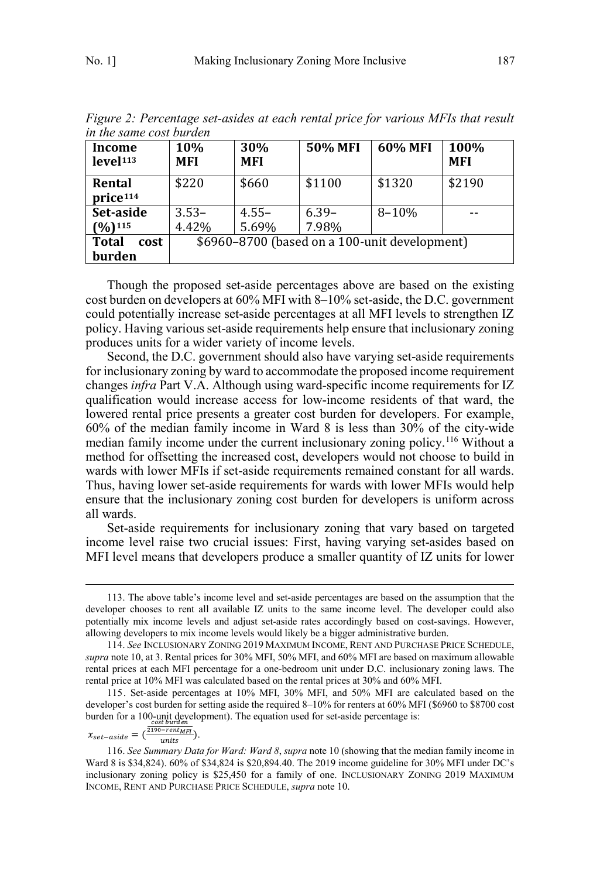*Figure 2: Percentage set-asides at each rental price for various MFIs that result in the same cost burden*

| **Income level**[113] | **10% MFI** | **30% MFI** | **50% MFI** | **60% MFI** | **100% MFI** |
|---|---|---|---|---|---|
| **Rental price**[114] | $220 | $660 | $1100 | $1320 | $2190 |
| **Set-aside (%)**[115] | 3.53–4.42% | 4.55–5.69% | 6.39–7.98% | 8–10% | -- |
| **Total cost burden** | $6960–8700 (based on a 100-unit development) | | | | |

Though the proposed set-aside percentages above are based on the existing cost burden on developers at 60% MFI with 8–10% set-aside, the D.C. government could potentially increase set-aside percentages at all MFI levels to strengthen IZ policy. Having various set-aside requirements help ensure that inclusionary zoning produces units for a wider variety of income levels.

Second, the D.C. government should also have varying set-aside requirements for inclusionary zoning by ward to accommodate the proposed income requirement changes *infra* Part V.A. Although using ward-specific income requirements for IZ qualification would increase access for low-income residents of that ward, the lowered rental price presents a greater cost burden for developers. For example, 60% of the median family income in Ward 8 is less than 30% of the city-wide median family income under the current inclusionary zoning policy.[116] Without a method for offsetting the increased cost, developers would not choose to build in wards with lower MFIs if set-aside requirements remained constant for all wards. Thus, having lower set-aside requirements for wards with lower MFIs would help ensure that the inclusionary zoning cost burden for developers is uniform across all wards.

Set-aside requirements for inclusionary zoning that vary based on targeted income level raise two crucial issues: First, having varying set-asides based on MFI level means that developers produce a smaller quantity of IZ units for lower

---

113. The above table's income level and set-aside percentages are based on the assumption that the developer chooses to rent all available IZ units to the same income level. The developer could also potentially mix income levels and adjust set-aside rates accordingly based on cost-savings. However, allowing developers to mix income levels would likely be a bigger administrative burden.

114. *See* INCLUSIONARY ZONING 2019 MAXIMUM INCOME, RENT AND PURCHASE PRICE SCHEDULE, *supra* note 10, at 3. Rental prices for 30% MFI, 50% MFI, and 60% MFI are based on maximum allowable rental prices at each MFI percentage for a one-bedroom unit under D.C. inclusionary zoning laws. The rental price at 10% MFI was calculated based on the rental prices at 30% and 60% MFI.

115. Set-aside percentages at 10% MFI, 30% MFI, and 50% MFI are calculated based on the developer's cost burden for setting aside the required 8–10% for renters at 60% MFI ($6960 to $8700 cost burden for a 100-unit development). The equation used for set-aside percentage is:

$$x_{set-aside} = \left(\frac{\frac{cost\ burden}{2190 - rent_{MFI}}}{units}\right).$$

116. *See Summary Data for Ward: Ward 8*, *supra* note 10 (showing that the median family income in Ward 8 is $34,824). 60% of $34,824 is $20,894.40. The 2019 income guideline for 30% MFI under DC's inclusionary zoning policy is $25,450 for a family of one. INCLUSIONARY ZONING 2019 MAXIMUM INCOME, RENT AND PURCHASE PRICE SCHEDULE, *supra* note 10.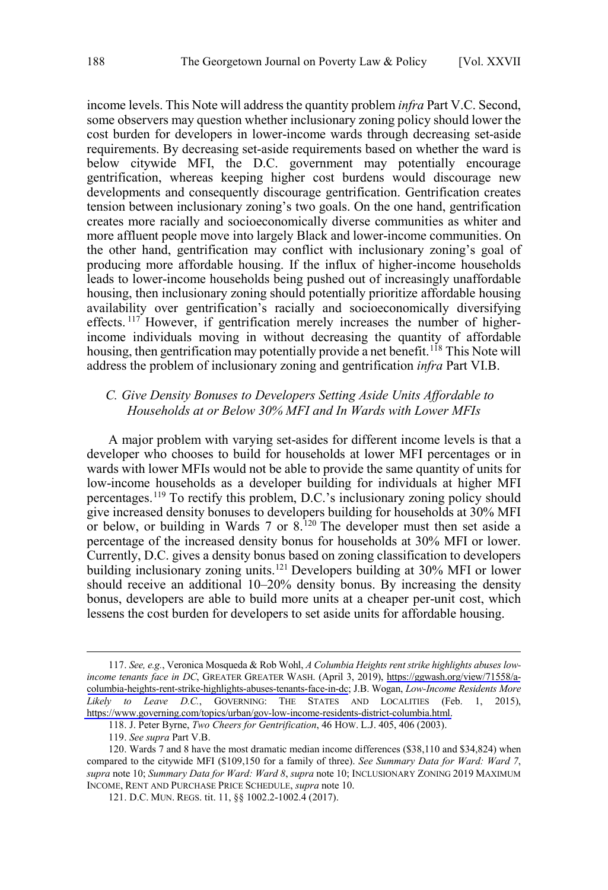income levels. This Note will address the quantity problem *infra* Part V.C. Second, some observers may question whether inclusionary zoning policy should lower the cost burden for developers in lower-income wards through decreasing set-aside requirements. By decreasing set-aside requirements based on whether the ward is below citywide MFI, the D.C. government may potentially encourage gentrification, whereas keeping higher cost burdens would discourage new developments and consequently discourage gentrification. Gentrification creates tension between inclusionary zoning's two goals. On the one hand, gentrification creates more racially and socioeconomically diverse communities as whiter and more affluent people move into largely Black and lower-income communities. On the other hand, gentrification may conflict with inclusionary zoning's goal of producing more affordable housing. If the influx of higher-income households leads to lower-income households being pushed out of increasingly unaffordable housing, then inclusionary zoning should potentially prioritize affordable housing availability over gentrification's racially and socioeconomically diversifying effects.[117] However, if gentrification merely increases the number of higher-income individuals moving in without decreasing the quantity of affordable housing, then gentrification may potentially provide a net benefit.[118] This Note will address the problem of inclusionary zoning and gentrification *infra* Part VI.B.

### *C. Give Density Bonuses to Developers Setting Aside Units Affordable to Households at or Below 30% MFI and In Wards with Lower MFIs*

A major problem with varying set-asides for different income levels is that a developer who chooses to build for households at lower MFI percentages or in wards with lower MFIs would not be able to provide the same quantity of units for low-income households as a developer building for individuals at higher MFI percentages.[119] To rectify this problem, D.C.'s inclusionary zoning policy should give increased density bonuses to developers building for households at 30% MFI or below, or building in Wards 7 or 8.[120] The developer must then set aside a percentage of the increased density bonus for households at 30% MFI or lower. Currently, D.C. gives a density bonus based on zoning classification to developers building inclusionary zoning units.[121] Developers building at 30% MFI or lower should receive an additional 10–20% density bonus. By increasing the density bonus, developers are able to build more units at a cheaper per-unit cost, which lessens the cost burden for developers to set aside units for affordable housing.

117. *See, e.g.*, Veronica Mosqueda & Rob Wohl, *A Columbia Heights rent strike highlights abuses low-income tenants face in DC*, GREATER GREATER WASH. (April 3, 2019), https://ggwash.org/view/71558/a-columbia-heights-rent-strike-highlights-abuses-tenants-face-in-dc; J.B. Wogan, *Low-Income Residents More Likely to Leave D.C.*, GOVERNING: THE STATES AND LOCALITIES (Feb. 1, 2015), https://www.governing.com/topics/urban/gov-low-income-residents-district-columbia.html.

118. J. Peter Byrne, *Two Cheers for Gentrification*, 46 HOW. L.J. 405, 406 (2003).

119. *See supra* Part V.B.

120. Wards 7 and 8 have the most dramatic median income differences ($38,110 and $34,824) when compared to the citywide MFI ($109,150 for a family of three). *See Summary Data for Ward: Ward 7*, *supra* note 10; *Summary Data for Ward: Ward 8*, *supra* note 10; INCLUSIONARY ZONING 2019 MAXIMUM INCOME, RENT AND PURCHASE PRICE SCHEDULE, *supra* note 10.

121. D.C. MUN. REGS. tit. 11, §§ 1002.2-1002.4 (2017).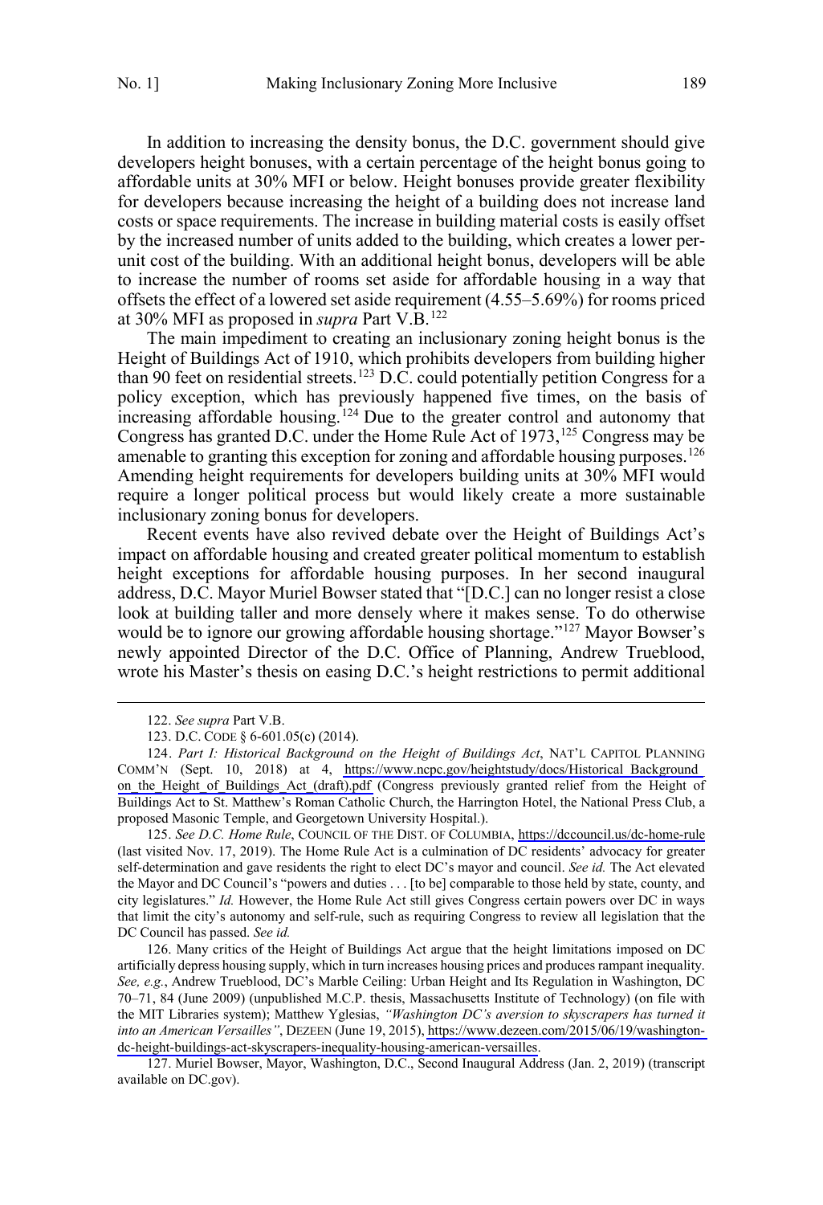In addition to increasing the density bonus, the D.C. government should give developers height bonuses, with a certain percentage of the height bonus going to affordable units at 30% MFI or below. Height bonuses provide greater flexibility for developers because increasing the height of a building does not increase land costs or space requirements. The increase in building material costs is easily offset by the increased number of units added to the building, which creates a lower per-unit cost of the building. With an additional height bonus, developers will be able to increase the number of rooms set aside for affordable housing in a way that offsets the effect of a lowered set aside requirement (4.55–5.69%) for rooms priced at 30% MFI as proposed in *supra* Part V.B.[122]

The main impediment to creating an inclusionary zoning height bonus is the Height of Buildings Act of 1910, which prohibits developers from building higher than 90 feet on residential streets.[123] D.C. could potentially petition Congress for a policy exception, which has previously happened five times, on the basis of increasing affordable housing.[124] Due to the greater control and autonomy that Congress has granted D.C. under the Home Rule Act of 1973,[125] Congress may be amenable to granting this exception for zoning and affordable housing purposes.[126] Amending height requirements for developers building units at 30% MFI would require a longer political process but would likely create a more sustainable inclusionary zoning bonus for developers.

Recent events have also revived debate over the Height of Buildings Act's impact on affordable housing and created greater political momentum to establish height exceptions for affordable housing purposes. In her second inaugural address, D.C. Mayor Muriel Bowser stated that "[D.C.] can no longer resist a close look at building taller and more densely where it makes sense. To do otherwise would be to ignore our growing affordable housing shortage."[127] Mayor Bowser's newly appointed Director of the D.C. Office of Planning, Andrew Trueblood, wrote his Master's thesis on easing D.C.'s height restrictions to permit additional

---

122. *See supra* Part V.B.

123. D.C. CODE § 6-601.05(c) (2014).

124. *Part I: Historical Background on the Height of Buildings Act*, NAT'L CAPITOL PLANNING COMM'N (Sept. 10, 2018) at 4, https://www.ncpc.gov/heightstudy/docs/Historical_Background_on_the_Height_of_Buildings_Act_(draft).pdf (Congress previously granted relief from the Height of Buildings Act to St. Matthew's Roman Catholic Church, the Harrington Hotel, the National Press Club, a proposed Masonic Temple, and Georgetown University Hospital.).

125. *See D.C. Home Rule*, COUNCIL OF THE DIST. OF COLUMBIA, https://dccouncil.us/dc-home-rule (last visited Nov. 17, 2019). The Home Rule Act is a culmination of DC residents' advocacy for greater self-determination and gave residents the right to elect DC's mayor and council. *See id.* The Act elevated the Mayor and DC Council's "powers and duties . . . [to be] comparable to those held by state, county, and city legislatures." *Id.* However, the Home Rule Act still gives Congress certain powers over DC in ways that limit the city's autonomy and self-rule, such as requiring Congress to review all legislation that the DC Council has passed. *See id.*

126. Many critics of the Height of Buildings Act argue that the height limitations imposed on DC artificially depress housing supply, which in turn increases housing prices and produces rampant inequality. *See, e.g.*, Andrew Trueblood, DC's Marble Ceiling: Urban Height and Its Regulation in Washington, DC 70–71, 84 (June 2009) (unpublished M.C.P. thesis, Massachusetts Institute of Technology) (on file with the MIT Libraries system); Matthew Yglesias, *"Washington DC's aversion to skyscrapers has turned it into an American Versailles"*, DEZEEN (June 19, 2015), https://www.dezeen.com/2015/06/19/washington-dc-height-buildings-act-skyscrapers-inequality-housing-american-versailles.

127. Muriel Bowser, Mayor, Washington, D.C., Second Inaugural Address (Jan. 2, 2019) (transcript available on DC.gov).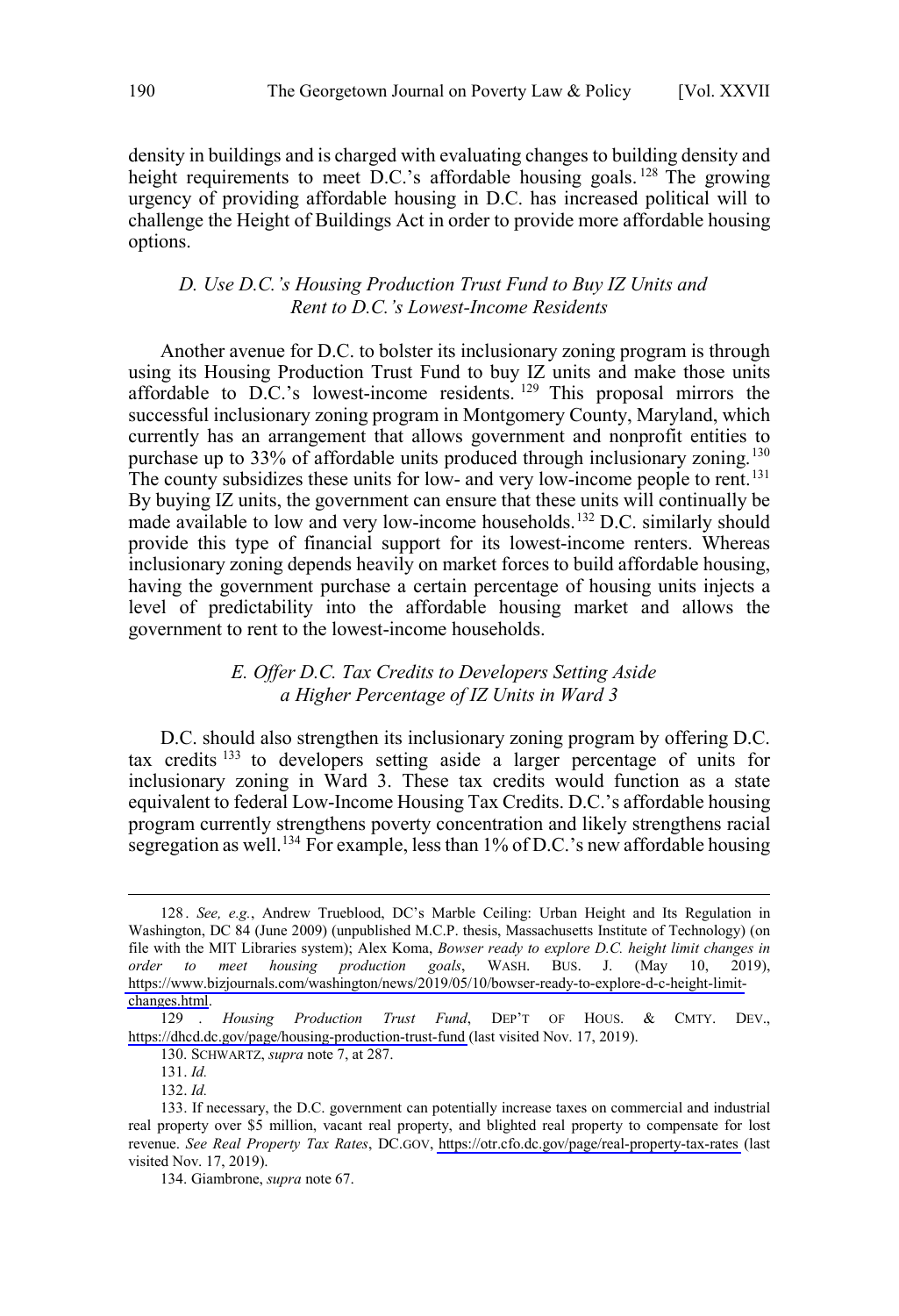density in buildings and is charged with evaluating changes to building density and height requirements to meet D.C.'s affordable housing goals.[128] The growing urgency of providing affordable housing in D.C. has increased political will to challenge the Height of Buildings Act in order to provide more affordable housing options.

### *D. Use D.C.'s Housing Production Trust Fund to Buy IZ Units and Rent to D.C.'s Lowest-Income Residents*

Another avenue for D.C. to bolster its inclusionary zoning program is through using its Housing Production Trust Fund to buy IZ units and make those units affordable to D.C.'s lowest-income residents.[129] This proposal mirrors the successful inclusionary zoning program in Montgomery County, Maryland, which currently has an arrangement that allows government and nonprofit entities to purchase up to 33% of affordable units produced through inclusionary zoning.[130] The county subsidizes these units for low- and very low-income people to rent.[131] By buying IZ units, the government can ensure that these units will continually be made available to low and very low-income households.[132] D.C. similarly should provide this type of financial support for its lowest-income renters. Whereas inclusionary zoning depends heavily on market forces to build affordable housing, having the government purchase a certain percentage of housing units injects a level of predictability into the affordable housing market and allows the government to rent to the lowest-income households.

### *E. Offer D.C. Tax Credits to Developers Setting Aside a Higher Percentage of IZ Units in Ward 3*

D.C. should also strengthen its inclusionary zoning program by offering D.C. tax credits[133] to developers setting aside a larger percentage of units for inclusionary zoning in Ward 3. These tax credits would function as a state equivalent to federal Low-Income Housing Tax Credits. D.C.'s affordable housing program currently strengthens poverty concentration and likely strengthens racial segregation as well.[134] For example, less than 1% of D.C.'s new affordable housing

---

128. *See, e.g.*, Andrew Trueblood, DC's Marble Ceiling: Urban Height and Its Regulation in Washington, DC 84 (June 2009) (unpublished M.C.P. thesis, Massachusetts Institute of Technology) (on file with the MIT Libraries system); Alex Koma, *Bowser ready to explore D.C. height limit changes in order to meet housing production goals*, WASH. BUS. J. (May 10, 2019), https://www.bizjournals.com/washington/news/2019/05/10/bowser-ready-to-explore-d-c-height-limit-changes.html.

129. *Housing Production Trust Fund*, DEP'T OF HOUS. & CMTY. DEV., https://dhcd.dc.gov/page/housing-production-trust-fund (last visited Nov. 17, 2019).

130. SCHWARTZ, *supra* note 7, at 287.

131. *Id.*

132. *Id.*

133. If necessary, the D.C. government can potentially increase taxes on commercial and industrial real property over $5 million, vacant real property, and blighted real property to compensate for lost revenue. *See Real Property Tax Rates*, DC.GOV, https://otr.cfo.dc.gov/page/real-property-tax-rates (last visited Nov. 17, 2019).

134. Giambrone, *supra* note 67.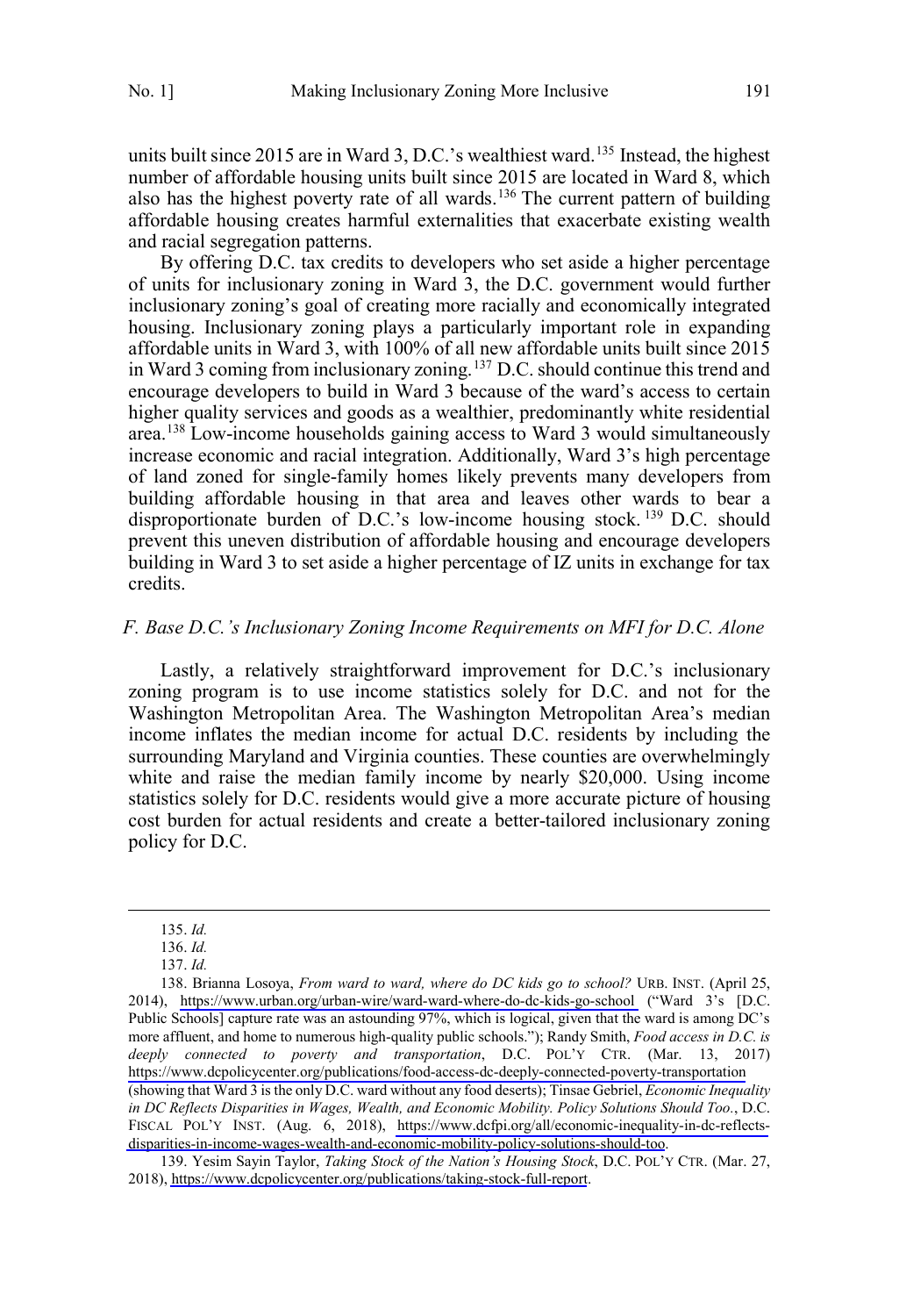units built since 2015 are in Ward 3, D.C.'s wealthiest ward.[135] Instead, the highest number of affordable housing units built since 2015 are located in Ward 8, which also has the highest poverty rate of all wards.[136] The current pattern of building affordable housing creates harmful externalities that exacerbate existing wealth and racial segregation patterns.

By offering D.C. tax credits to developers who set aside a higher percentage of units for inclusionary zoning in Ward 3, the D.C. government would further inclusionary zoning's goal of creating more racially and economically integrated housing. Inclusionary zoning plays a particularly important role in expanding affordable units in Ward 3, with 100% of all new affordable units built since 2015 in Ward 3 coming from inclusionary zoning.[137] D.C. should continue this trend and encourage developers to build in Ward 3 because of the ward's access to certain higher quality services and goods as a wealthier, predominantly white residential area.[138] Low-income households gaining access to Ward 3 would simultaneously increase economic and racial integration. Additionally, Ward 3's high percentage of land zoned for single-family homes likely prevents many developers from building affordable housing in that area and leaves other wards to bear a disproportionate burden of D.C.'s low-income housing stock.[139] D.C. should prevent this uneven distribution of affordable housing and encourage developers building in Ward 3 to set aside a higher percentage of IZ units in exchange for tax credits.

### *F. Base D.C.'s Inclusionary Zoning Income Requirements on MFI for D.C. Alone*

Lastly, a relatively straightforward improvement for D.C.'s inclusionary zoning program is to use income statistics solely for D.C. and not for the Washington Metropolitan Area. The Washington Metropolitan Area's median income inflates the median income for actual D.C. residents by including the surrounding Maryland and Virginia counties. These counties are overwhelmingly white and raise the median family income by nearly $20,000. Using income statistics solely for D.C. residents would give a more accurate picture of housing cost burden for actual residents and create a better-tailored inclusionary zoning policy for D.C.

---

135. *Id.*

136. *Id.*

137. *Id.*

138. Brianna Losoya, *From ward to ward, where do DC kids go to school?* URB. INST. (April 25, 2014), https://www.urban.org/urban-wire/ward-ward-where-do-dc-kids-go-school ("Ward 3's [D.C. Public Schools] capture rate was an astounding 97%, which is logical, given that the ward is among DC's more affluent, and home to numerous high-quality public schools."); Randy Smith, *Food access in D.C. is deeply connected to poverty and transportation*, D.C. POL'Y CTR. (Mar. 13, 2017) https://www.dcpolicycenter.org/publications/food-access-dc-deeply-connected-poverty-transportation (showing that Ward 3 is the only D.C. ward without any food deserts); Tinsae Gebriel, *Economic Inequality in DC Reflects Disparities in Wages, Wealth, and Economic Mobility. Policy Solutions Should Too.*, D.C. FISCAL POL'Y INST. (Aug. 6, 2018), https://www.dcfpi.org/all/economic-inequality-in-dc-reflects-disparities-in-income-wages-wealth-and-economic-mobility-policy-solutions-should-too.

139. Yesim Sayin Taylor, *Taking Stock of the Nation's Housing Stock*, D.C. POL'Y CTR. (Mar. 27, 2018), https://www.dcpolicycenter.org/publications/taking-stock-full-report.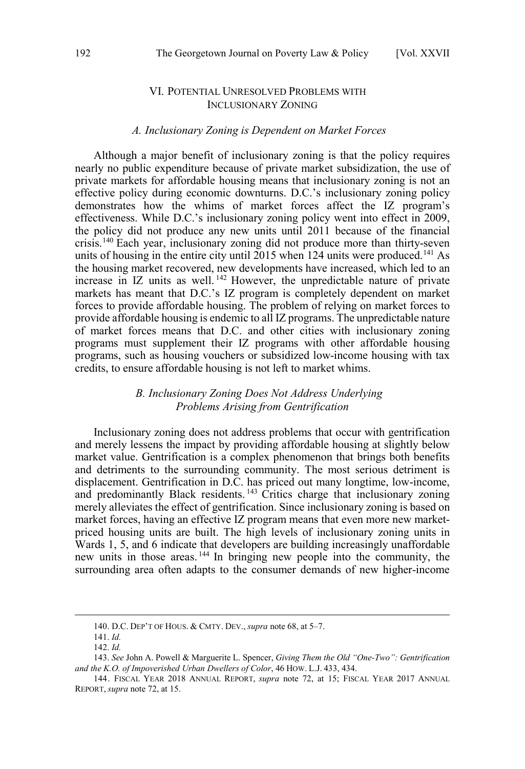## VI. Potential Unresolved Problems with Inclusionary Zoning

### *A. Inclusionary Zoning is Dependent on Market Forces*

Although a major benefit of inclusionary zoning is that the policy requires nearly no public expenditure because of private market subsidization, the use of private markets for affordable housing means that inclusionary zoning is not an effective policy during economic downturns. D.C.'s inclusionary zoning policy demonstrates how the whims of market forces affect the IZ program's effectiveness. While D.C.'s inclusionary zoning policy went into effect in 2009, the policy did not produce any new units until 2011 because of the financial crisis.[140] Each year, inclusionary zoning did not produce more than thirty-seven units of housing in the entire city until 2015 when 124 units were produced.[141] As the housing market recovered, new developments have increased, which led to an increase in IZ units as well.[142] However, the unpredictable nature of private markets has meant that D.C.'s IZ program is completely dependent on market forces to provide affordable housing. The problem of relying on market forces to provide affordable housing is endemic to all IZ programs. The unpredictable nature of market forces means that D.C. and other cities with inclusionary zoning programs must supplement their IZ programs with other affordable housing programs, such as housing vouchers or subsidized low-income housing with tax credits, to ensure affordable housing is not left to market whims.

### *B. Inclusionary Zoning Does Not Address Underlying Problems Arising from Gentrification*

Inclusionary zoning does not address problems that occur with gentrification and merely lessens the impact by providing affordable housing at slightly below market value. Gentrification is a complex phenomenon that brings both benefits and detriments to the surrounding community. The most serious detriment is displacement. Gentrification in D.C. has priced out many longtime, low-income, and predominantly Black residents.[143] Critics charge that inclusionary zoning merely alleviates the effect of gentrification. Since inclusionary zoning is based on market forces, having an effective IZ program means that even more new market-priced housing units are built. The high levels of inclusionary zoning units in Wards 1, 5, and 6 indicate that developers are building increasingly unaffordable new units in those areas.[144] In bringing new people into the community, the surrounding area often adapts to the consumer demands of new higher-income

---

140. D.C. Dep't of Hous. & Cmty. Dev., *supra* note 68, at 5–7.

141. *Id.*

142. *Id.*

143. *See* John A. Powell & Marguerite L. Spencer, *Giving Them the Old "One-Two": Gentrification and the K.O. of Impoverished Urban Dwellers of Color*, 46 How. L.J. 433, 434.

144. Fiscal Year 2018 Annual Report, *supra* note 72, at 15; Fiscal Year 2017 Annual Report, *supra* note 72, at 15.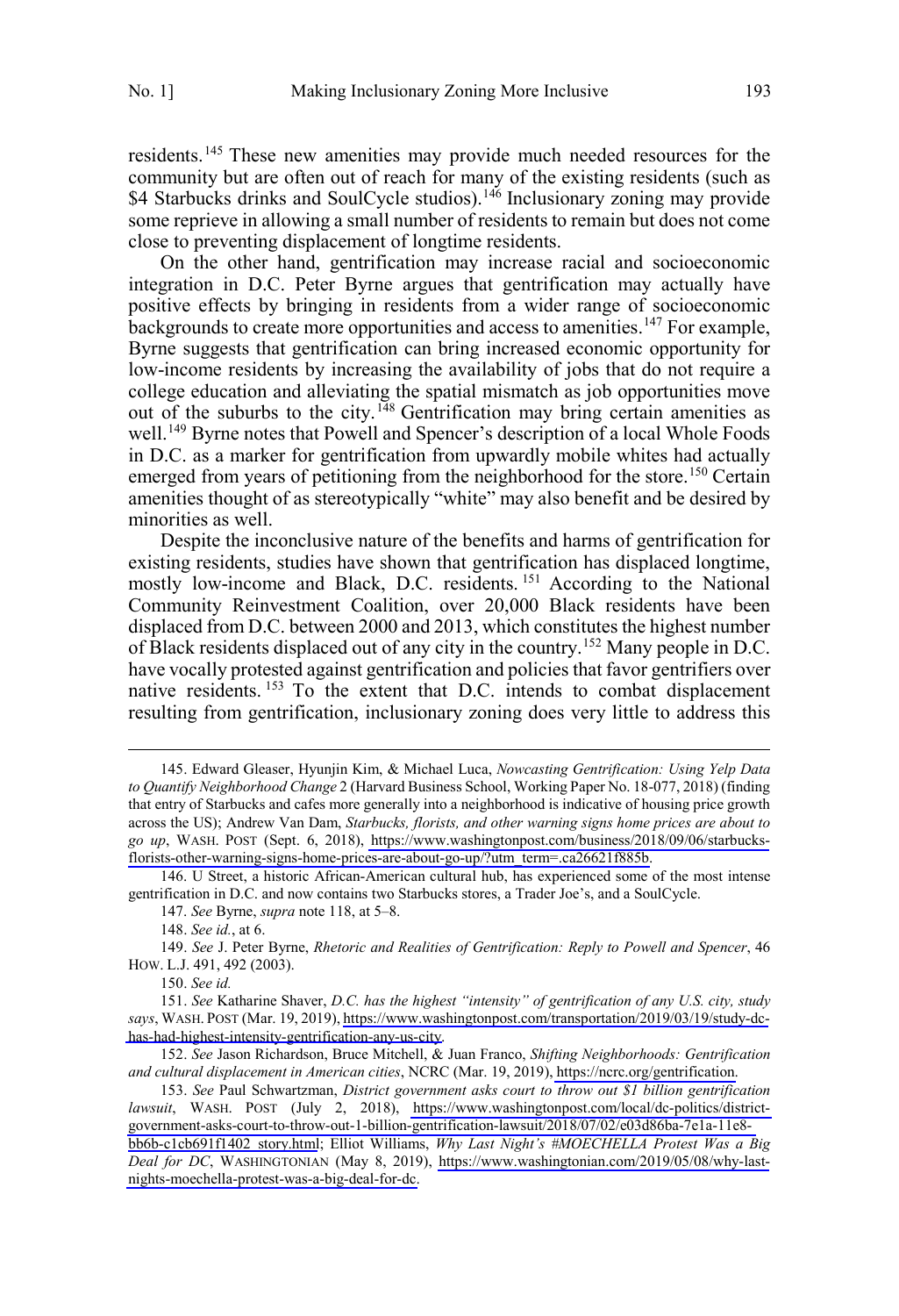residents.[145] These new amenities may provide much needed resources for the community but are often out of reach for many of the existing residents (such as $4 Starbucks drinks and SoulCycle studios).[146] Inclusionary zoning may provide some reprieve in allowing a small number of residents to remain but does not come close to preventing displacement of longtime residents.

On the other hand, gentrification may increase racial and socioeconomic integration in D.C. Peter Byrne argues that gentrification may actually have positive effects by bringing in residents from a wider range of socioeconomic backgrounds to create more opportunities and access to amenities.[147] For example, Byrne suggests that gentrification can bring increased economic opportunity for low-income residents by increasing the availability of jobs that do not require a college education and alleviating the spatial mismatch as job opportunities move out of the suburbs to the city.[148] Gentrification may bring certain amenities as well.[149] Byrne notes that Powell and Spencer's description of a local Whole Foods in D.C. as a marker for gentrification from upwardly mobile whites had actually emerged from years of petitioning from the neighborhood for the store.[150] Certain amenities thought of as stereotypically "white" may also benefit and be desired by minorities as well.

Despite the inconclusive nature of the benefits and harms of gentrification for existing residents, studies have shown that gentrification has displaced longtime, mostly low-income and Black, D.C. residents.[151] According to the National Community Reinvestment Coalition, over 20,000 Black residents have been displaced from D.C. between 2000 and 2013, which constitutes the highest number of Black residents displaced out of any city in the country.[152] Many people in D.C. have vocally protested against gentrification and policies that favor gentrifiers over native residents.[153] To the extent that D.C. intends to combat displacement resulting from gentrification, inclusionary zoning does very little to address this

145. Edward Gleaser, Hyunjin Kim, & Michael Luca, *Nowcasting Gentrification: Using Yelp Data to Quantify Neighborhood Change* 2 (Harvard Business School, Working Paper No. 18-077, 2018) (finding that entry of Starbucks and cafes more generally into a neighborhood is indicative of housing price growth across the US); Andrew Van Dam, *Starbucks, florists, and other warning signs home prices are about to go up*, WASH. POST (Sept. 6, 2018), https://www.washingtonpost.com/business/2018/09/06/starbucks-florists-other-warning-signs-home-prices-are-about-go-up/?utm_term=.ca26621f885b.

146. U Street, a historic African-American cultural hub, has experienced some of the most intense gentrification in D.C. and now contains two Starbucks stores, a Trader Joe's, and a SoulCycle.

147. *See* Byrne, *supra* note 118, at 5–8.

148. *See id.*, at 6.

149. *See* J. Peter Byrne, *Rhetoric and Realities of Gentrification: Reply to Powell and Spencer*, 46 HOW. L.J. 491, 492 (2003).

150. *See id.*

151. *See* Katharine Shaver, *D.C. has the highest "intensity" of gentrification of any U.S. city, study says*, WASH. POST (Mar. 19, 2019), https://www.washingtonpost.com/transportation/2019/03/19/study-dc-has-had-highest-intensity-gentrification-any-us-city.

152. *See* Jason Richardson, Bruce Mitchell, & Juan Franco, *Shifting Neighborhoods: Gentrification and cultural displacement in American cities*, NCRC (Mar. 19, 2019), https://ncrc.org/gentrification.

153. *See* Paul Schwartzman, *District government asks court to throw out $1 billion gentrification lawsuit*, WASH. POST (July 2, 2018), https://www.washingtonpost.com/local/dc-politics/district-government-asks-court-to-throw-out-1-billion-gentrification-lawsuit/2018/07/02/e03d86ba-7e1a-11e8-bb6b-c1cb691f1402_story.html; Elliot Williams, *Why Last Night's #MOECHELLA Protest Was a Big Deal for DC*, WASHINGTONIAN (May 8, 2019), https://www.washingtonian.com/2019/05/08/why-last-nights-moechella-protest-was-a-big-deal-for-dc.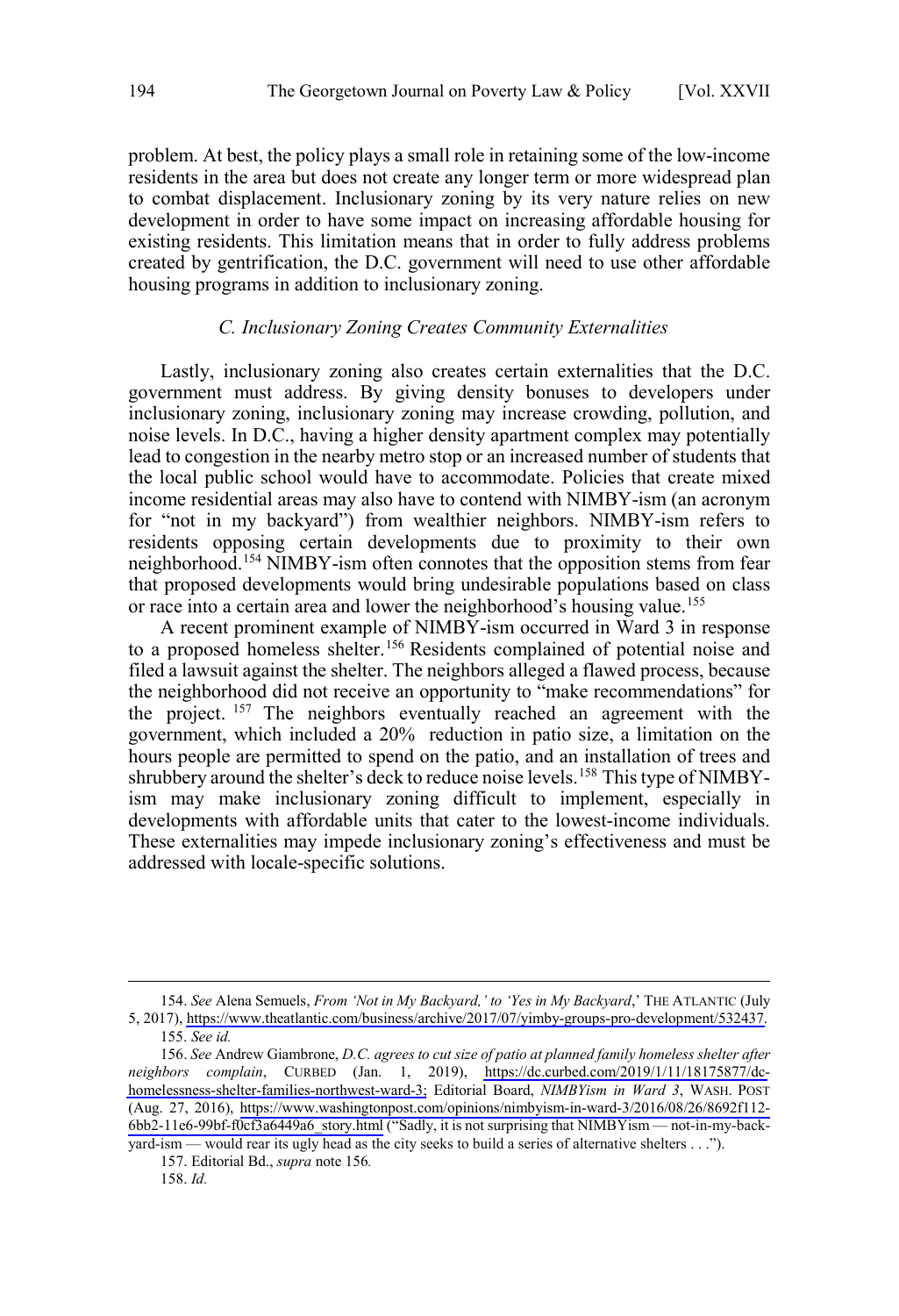problem. At best, the policy plays a small role in retaining some of the low-income residents in the area but does not create any longer term or more widespread plan to combat displacement. Inclusionary zoning by its very nature relies on new development in order to have some impact on increasing affordable housing for existing residents. This limitation means that in order to fully address problems created by gentrification, the D.C. government will need to use other affordable housing programs in addition to inclusionary zoning.

### *C. Inclusionary Zoning Creates Community Externalities*

Lastly, inclusionary zoning also creates certain externalities that the D.C. government must address. By giving density bonuses to developers under inclusionary zoning, inclusionary zoning may increase crowding, pollution, and noise levels. In D.C., having a higher density apartment complex may potentially lead to congestion in the nearby metro stop or an increased number of students that the local public school would have to accommodate. Policies that create mixed income residential areas may also have to contend with NIMBY-ism (an acronym for "not in my backyard") from wealthier neighbors. NIMBY-ism refers to residents opposing certain developments due to proximity to their own neighborhood.[154] NIMBY-ism often connotes that the opposition stems from fear that proposed developments would bring undesirable populations based on class or race into a certain area and lower the neighborhood's housing value.[155]

A recent prominent example of NIMBY-ism occurred in Ward 3 in response to a proposed homeless shelter.[156] Residents complained of potential noise and filed a lawsuit against the shelter. The neighbors alleged a flawed process, because the neighborhood did not receive an opportunity to "make recommendations" for the project.[157] The neighbors eventually reached an agreement with the government, which included a 20% reduction in patio size, a limitation on the hours people are permitted to spend on the patio, and an installation of trees and shrubbery around the shelter's deck to reduce noise levels.[158] This type of NIMBY-ism may make inclusionary zoning difficult to implement, especially in developments with affordable units that cater to the lowest-income individuals. These externalities may impede inclusionary zoning's effectiveness and must be addressed with locale-specific solutions.

---

154. *See* Alena Semuels, *From 'Not in My Backyard,' to 'Yes in My Backyard*,' THE ATLANTIC (July 5, 2017), https://www.theatlantic.com/business/archive/2017/07/yimby-groups-pro-development/532437.

155. *See id.*

156. *See* Andrew Giambrone, *D.C. agrees to cut size of patio at planned family homeless shelter after neighbors complain*, CURBED (Jan. 1, 2019), https://dc.curbed.com/2019/1/11/18175877/dc-homelessness-shelter-families-northwest-ward-3; Editorial Board, *NIMBYism in Ward 3*, WASH. POST (Aug. 27, 2016), https://www.washingtonpost.com/opinions/nimbyism-in-ward-3/2016/08/26/8692f112-6bb2-11e6-99bf-f0cf3a6449a6_story.html ("Sadly, it is not surprising that NIMBYism — not-in-my-back-yard-ism — would rear its ugly head as the city seeks to build a series of alternative shelters . . .").

157. Editorial Bd., *supra* note 156.

158. *Id.*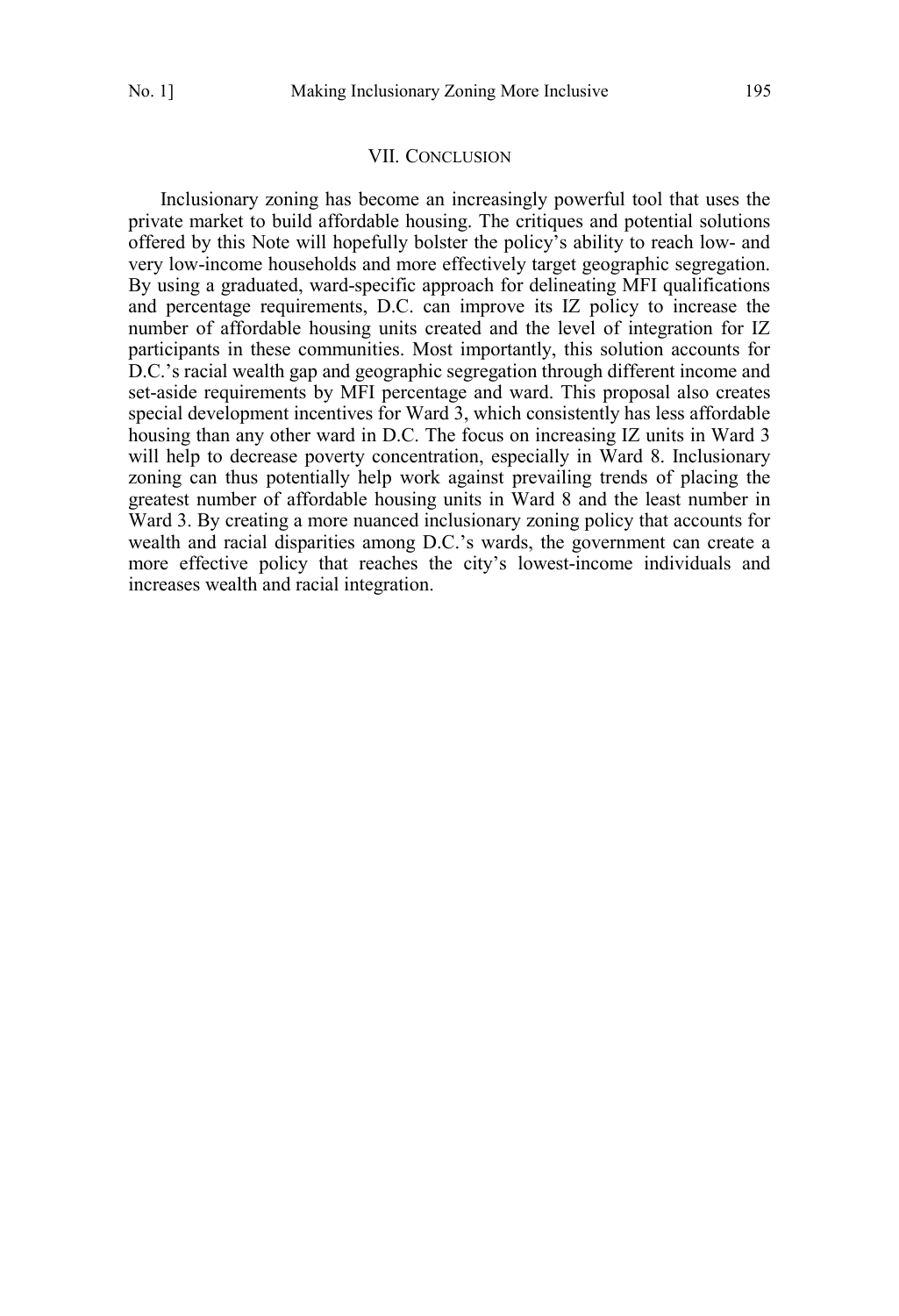## VII. CONCLUSION

Inclusionary zoning has become an increasingly powerful tool that uses the private market to build affordable housing. The critiques and potential solutions offered by this Note will hopefully bolster the policy's ability to reach low- and very low-income households and more effectively target geographic segregation. By using a graduated, ward-specific approach for delineating MFI qualifications and percentage requirements, D.C. can improve its IZ policy to increase the number of affordable housing units created and the level of integration for IZ participants in these communities. Most importantly, this solution accounts for D.C.'s racial wealth gap and geographic segregation through different income and set-aside requirements by MFI percentage and ward. This proposal also creates special development incentives for Ward 3, which consistently has less affordable housing than any other ward in D.C. The focus on increasing IZ units in Ward 3 will help to decrease poverty concentration, especially in Ward 8. Inclusionary zoning can thus potentially help work against prevailing trends of placing the greatest number of affordable housing units in Ward 8 and the least number in Ward 3. By creating a more nuanced inclusionary zoning policy that accounts for wealth and racial disparities among D.C.'s wards, the government can create a more effective policy that reaches the city's lowest-income individuals and increases wealth and racial integration.